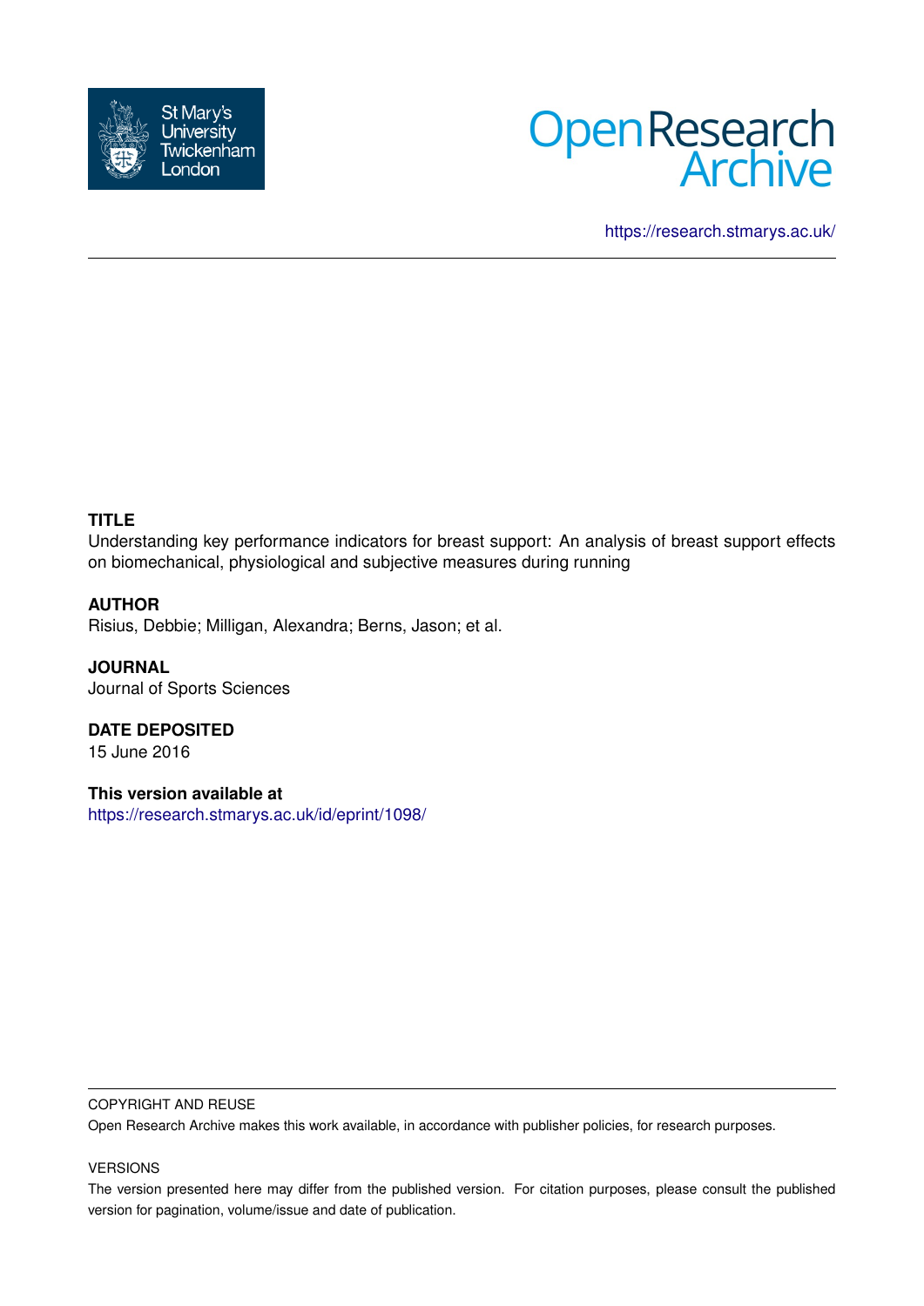https://research.stmarys.ac.uk/

**TITLE**

Understanding key performance indicators for breast support: An analysis of breast support effects on biomechanical, physiological and subjective measures during running

**AUTHOR**

Risius, Debbie; Milligan, Alexandra; Berns, Jason; et al.

**JOURNAL**

Journal of Sports Sciences

**DATE DEPOSITED**

15 June 2016

**This version available at**

https://research.stmarys.ac.uk/id/eprint/1098/

COPYRIGHT AND REUSE

Open Research Archive makes this work available, in accordance with publisher policies, for research purposes.

VERSIONS

The version presented here may differ from the published version. For citation purposes, please consult the published version for pagination, volume/issue and date of publication.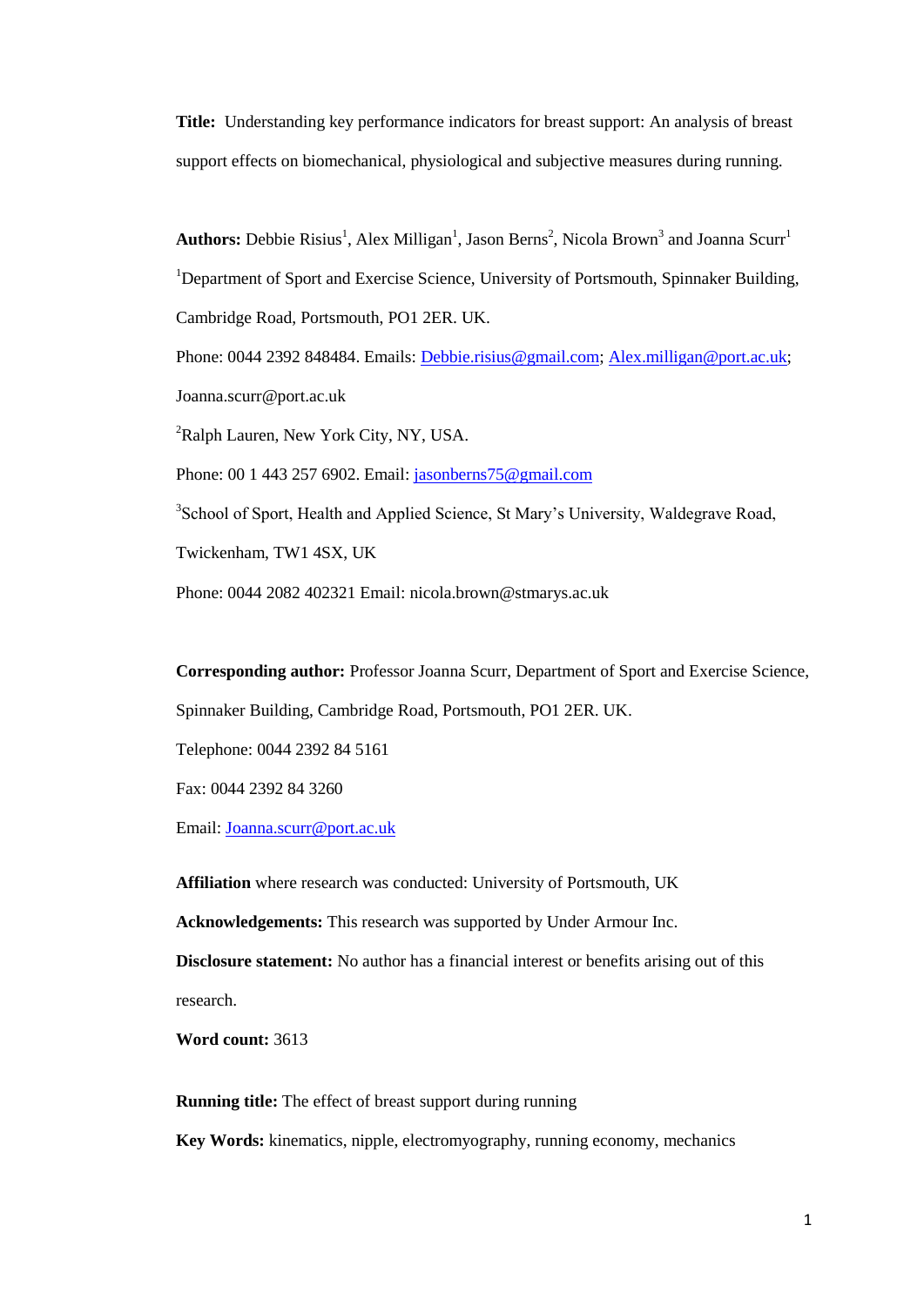**Title:** Understanding key performance indicators for breast support: An analysis of breast support effects on biomechanical, physiological and subjective measures during running.

**Authors:** Debbie Risius[1], Alex Milligan[1], Jason Berns[2], Nicola Brown[3] and Joanna Scurr[1]

[1]Department of Sport and Exercise Science, University of Portsmouth, Spinnaker Building, Cambridge Road, Portsmouth, PO1 2ER. UK.

Phone: 0044 2392 848484. Emails: Debbie.risius@gmail.com; Alex.milligan@port.ac.uk; Joanna.scurr@port.ac.uk

[2]Ralph Lauren, New York City, NY, USA.

Phone: 00 1 443 257 6902. Email: jasonberns75@gmail.com

[3]School of Sport, Health and Applied Science, St Mary's University, Waldegrave Road, Twickenham, TW1 4SX, UK

Phone: 0044 2082 402321 Email: nicola.brown@stmarys.ac.uk

**Corresponding author:** Professor Joanna Scurr, Department of Sport and Exercise Science, Spinnaker Building, Cambridge Road, Portsmouth, PO1 2ER. UK.

Telephone: 0044 2392 84 5161

Fax: 0044 2392 84 3260

Email: Joanna.scurr@port.ac.uk

**Affiliation** where research was conducted: University of Portsmouth, UK

**Acknowledgements:** This research was supported by Under Armour Inc.

**Disclosure statement:** No author has a financial interest or benefits arising out of this research.

**Word count:** 3613

**Running title:** The effect of breast support during running

**Key Words:** kinematics, nipple, electromyography, running economy, mechanics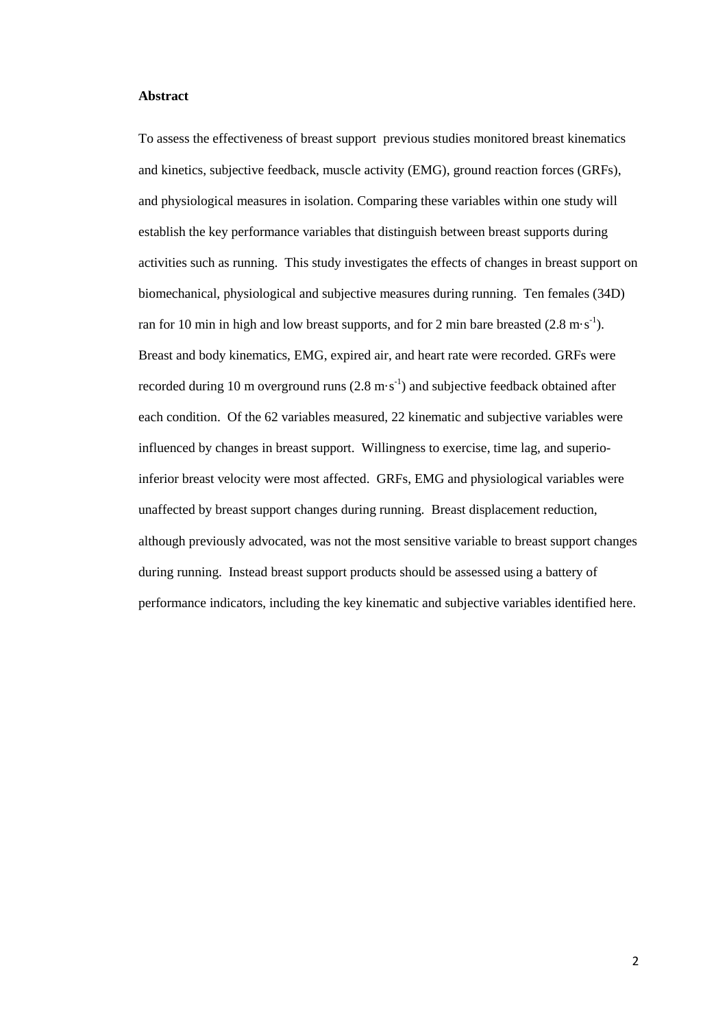**Abstract**

To assess the effectiveness of breast support  previous studies monitored breast kinematics and kinetics, subjective feedback, muscle activity (EMG), ground reaction forces (GRFs), and physiological measures in isolation. Comparing these variables within one study will establish the key performance variables that distinguish between breast supports during activities such as running.  This study investigates the effects of changes in breast support on biomechanical, physiological and subjective measures during running.  Ten females (34D) ran for 10 min in high and low breast supports, and for 2 min bare breasted ($2.8 \text{ m}\cdot\text{s}^{-1}$). Breast and body kinematics, EMG, expired air, and heart rate were recorded. GRFs were recorded during 10 m overground runs ($2.8 \text{ m}\cdot\text{s}^{-1}$) and subjective feedback obtained after each condition.  Of the 62 variables measured, 22 kinematic and subjective variables were influenced by changes in breast support.  Willingness to exercise, time lag, and superio-inferior breast velocity were most affected.  GRFs, EMG and physiological variables were unaffected by breast support changes during running.  Breast displacement reduction, although previously advocated, was not the most sensitive variable to breast support changes during running.  Instead breast support products should be assessed using a battery of performance indicators, including the key kinematic and subjective variables identified here.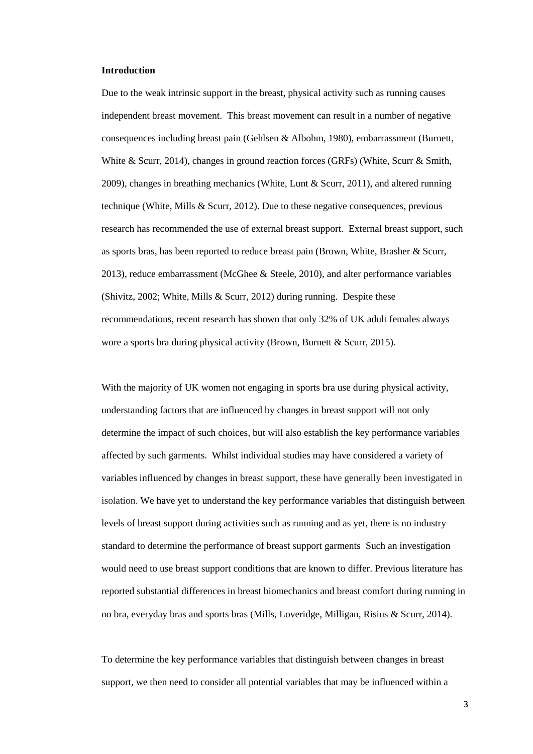**Introduction**

Due to the weak intrinsic support in the breast, physical activity such as running causes independent breast movement. This breast movement can result in a number of negative consequences including breast pain (Gehlsen & Albohm, 1980), embarrassment (Burnett, White & Scurr, 2014), changes in ground reaction forces (GRFs) (White, Scurr & Smith, 2009), changes in breathing mechanics (White, Lunt & Scurr, 2011), and altered running technique (White, Mills & Scurr, 2012). Due to these negative consequences, previous research has recommended the use of external breast support. External breast support, such as sports bras, has been reported to reduce breast pain (Brown, White, Brasher & Scurr, 2013), reduce embarrassment (McGhee & Steele, 2010), and alter performance variables (Shivitz, 2002; White, Mills & Scurr, 2012) during running. Despite these recommendations, recent research has shown that only 32% of UK adult females always wore a sports bra during physical activity (Brown, Burnett & Scurr, 2015).

With the majority of UK women not engaging in sports bra use during physical activity, understanding factors that are influenced by changes in breast support will not only determine the impact of such choices, but will also establish the key performance variables affected by such garments. Whilst individual studies may have considered a variety of variables influenced by changes in breast support, these have generally been investigated in isolation. We have yet to understand the key performance variables that distinguish between levels of breast support during activities such as running and as yet, there is no industry standard to determine the performance of breast support garments Such an investigation would need to use breast support conditions that are known to differ. Previous literature has reported substantial differences in breast biomechanics and breast comfort during running in no bra, everyday bras and sports bras (Mills, Loveridge, Milligan, Risius & Scurr, 2014).

To determine the key performance variables that distinguish between changes in breast support, we then need to consider all potential variables that may be influenced within a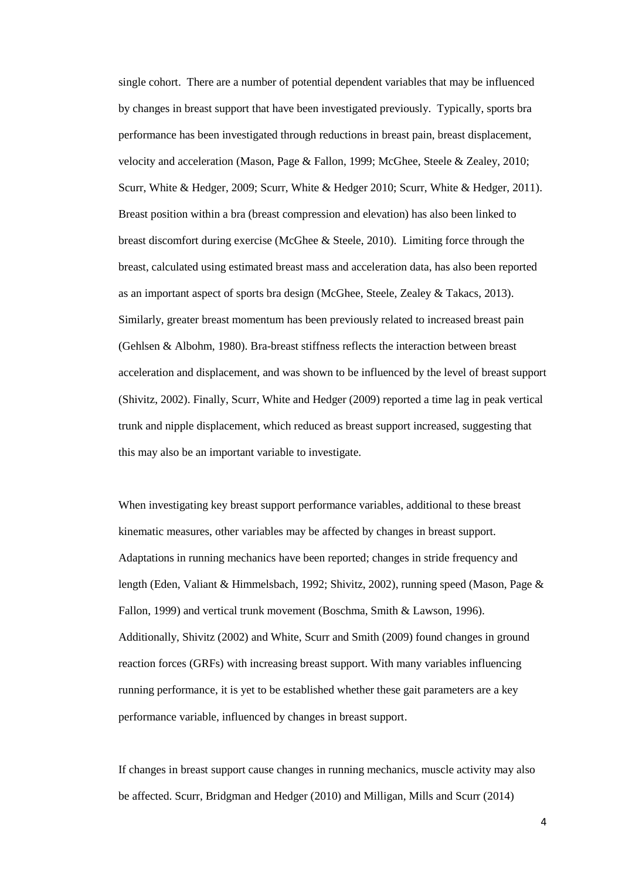single cohort. There are a number of potential dependent variables that may be influenced by changes in breast support that have been investigated previously. Typically, sports bra performance has been investigated through reductions in breast pain, breast displacement, velocity and acceleration (Mason, Page & Fallon, 1999; McGhee, Steele & Zealey, 2010; Scurr, White & Hedger, 2009; Scurr, White & Hedger 2010; Scurr, White & Hedger, 2011). Breast position within a bra (breast compression and elevation) has also been linked to breast discomfort during exercise (McGhee & Steele, 2010). Limiting force through the breast, calculated using estimated breast mass and acceleration data, has also been reported as an important aspect of sports bra design (McGhee, Steele, Zealey & Takacs, 2013). Similarly, greater breast momentum has been previously related to increased breast pain (Gehlsen & Albohm, 1980). Bra-breast stiffness reflects the interaction between breast acceleration and displacement, and was shown to be influenced by the level of breast support (Shivitz, 2002). Finally, Scurr, White and Hedger (2009) reported a time lag in peak vertical trunk and nipple displacement, which reduced as breast support increased, suggesting that this may also be an important variable to investigate.

When investigating key breast support performance variables, additional to these breast kinematic measures, other variables may be affected by changes in breast support. Adaptations in running mechanics have been reported; changes in stride frequency and length (Eden, Valiant & Himmelsbach, 1992; Shivitz, 2002), running speed (Mason, Page & Fallon, 1999) and vertical trunk movement (Boschma, Smith & Lawson, 1996). Additionally, Shivitz (2002) and White, Scurr and Smith (2009) found changes in ground reaction forces (GRFs) with increasing breast support. With many variables influencing running performance, it is yet to be established whether these gait parameters are a key performance variable, influenced by changes in breast support.

If changes in breast support cause changes in running mechanics, muscle activity may also be affected. Scurr, Bridgman and Hedger (2010) and Milligan, Mills and Scurr (2014)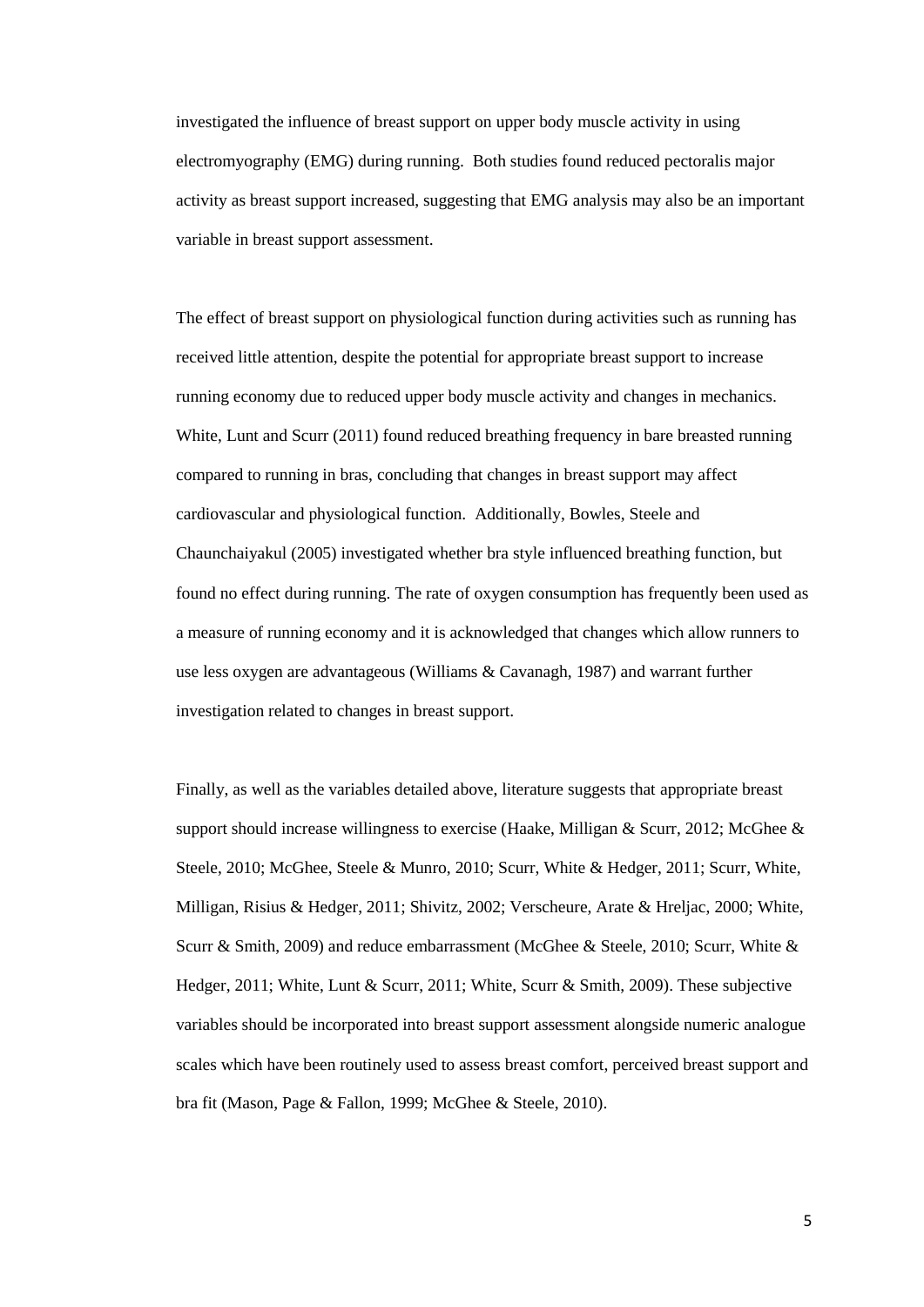investigated the influence of breast support on upper body muscle activity in using electromyography (EMG) during running. Both studies found reduced pectoralis major activity as breast support increased, suggesting that EMG analysis may also be an important variable in breast support assessment.

The effect of breast support on physiological function during activities such as running has received little attention, despite the potential for appropriate breast support to increase running economy due to reduced upper body muscle activity and changes in mechanics. White, Lunt and Scurr (2011) found reduced breathing frequency in bare breasted running compared to running in bras, concluding that changes in breast support may affect cardiovascular and physiological function. Additionally, Bowles, Steele and Chaunchaiyakul (2005) investigated whether bra style influenced breathing function, but found no effect during running. The rate of oxygen consumption has frequently been used as a measure of running economy and it is acknowledged that changes which allow runners to use less oxygen are advantageous (Williams & Cavanagh, 1987) and warrant further investigation related to changes in breast support.

Finally, as well as the variables detailed above, literature suggests that appropriate breast support should increase willingness to exercise (Haake, Milligan & Scurr, 2012; McGhee & Steele, 2010; McGhee, Steele & Munro, 2010; Scurr, White & Hedger, 2011; Scurr, White, Milligan, Risius & Hedger, 2011; Shivitz, 2002; Verscheure, Arate & Hreljac, 2000; White, Scurr & Smith, 2009) and reduce embarrassment (McGhee & Steele, 2010; Scurr, White & Hedger, 2011; White, Lunt & Scurr, 2011; White, Scurr & Smith, 2009). These subjective variables should be incorporated into breast support assessment alongside numeric analogue scales which have been routinely used to assess breast comfort, perceived breast support and bra fit (Mason, Page & Fallon, 1999; McGhee & Steele, 2010).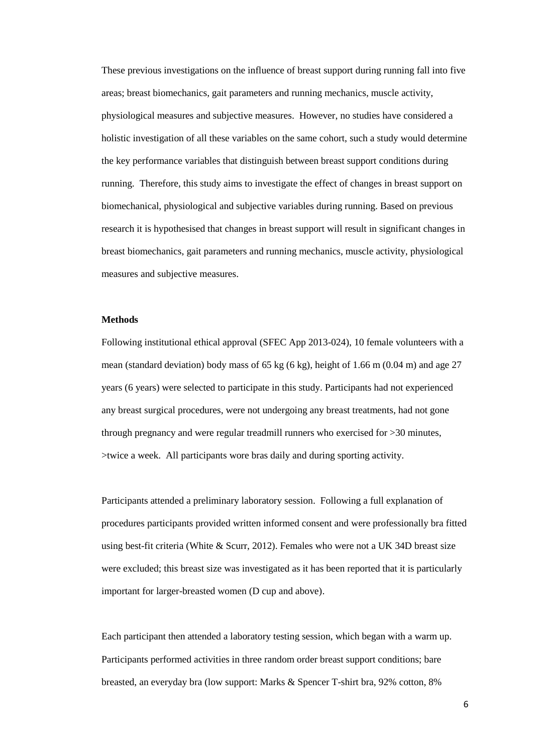These previous investigations on the influence of breast support during running fall into five areas; breast biomechanics, gait parameters and running mechanics, muscle activity, physiological measures and subjective measures. However, no studies have considered a holistic investigation of all these variables on the same cohort, such a study would determine the key performance variables that distinguish between breast support conditions during running. Therefore, this study aims to investigate the effect of changes in breast support on biomechanical, physiological and subjective variables during running. Based on previous research it is hypothesised that changes in breast support will result in significant changes in breast biomechanics, gait parameters and running mechanics, muscle activity, physiological measures and subjective measures.

**Methods**

Following institutional ethical approval (SFEC App 2013-024), 10 female volunteers with a mean (standard deviation) body mass of 65 kg (6 kg), height of 1.66 m (0.04 m) and age 27 years (6 years) were selected to participate in this study. Participants had not experienced any breast surgical procedures, were not undergoing any breast treatments, had not gone through pregnancy and were regular treadmill runners who exercised for >30 minutes, >twice a week. All participants wore bras daily and during sporting activity.

Participants attended a preliminary laboratory session. Following a full explanation of procedures participants provided written informed consent and were professionally bra fitted using best-fit criteria (White & Scurr, 2012). Females who were not a UK 34D breast size were excluded; this breast size was investigated as it has been reported that it is particularly important for larger-breasted women (D cup and above).

Each participant then attended a laboratory testing session, which began with a warm up. Participants performed activities in three random order breast support conditions; bare breasted, an everyday bra (low support: Marks & Spencer T-shirt bra, 92% cotton, 8%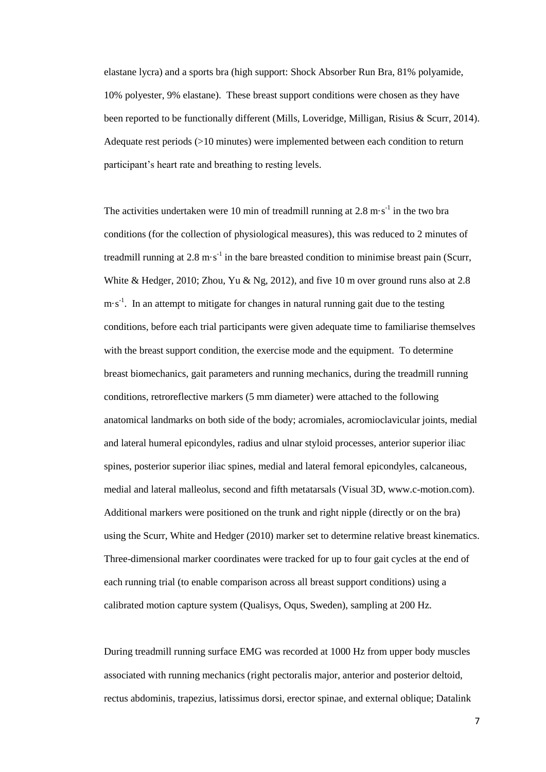elastane lycra) and a sports bra (high support: Shock Absorber Run Bra, 81% polyamide, 10% polyester, 9% elastane). These breast support conditions were chosen as they have been reported to be functionally different (Mills, Loveridge, Milligan, Risius & Scurr, 2014). Adequate rest periods (>10 minutes) were implemented between each condition to return participant's heart rate and breathing to resting levels.

The activities undertaken were 10 min of treadmill running at 2.8 $m \cdot s^{-1}$ in the two bra conditions (for the collection of physiological measures), this was reduced to 2 minutes of treadmill running at 2.8 $m \cdot s^{-1}$ in the bare breasted condition to minimise breast pain (Scurr, White & Hedger, 2010; Zhou, Yu & Ng, 2012), and five 10 m over ground runs also at 2.8 $m \cdot s^{-1}$. In an attempt to mitigate for changes in natural running gait due to the testing conditions, before each trial participants were given adequate time to familiarise themselves with the breast support condition, the exercise mode and the equipment. To determine breast biomechanics, gait parameters and running mechanics, during the treadmill running conditions, retroreflective markers (5 mm diameter) were attached to the following anatomical landmarks on both side of the body; acromiales, acromioclavicular joints, medial and lateral humeral epicondyles, radius and ulnar styloid processes, anterior superior iliac spines, posterior superior iliac spines, medial and lateral femoral epicondyles, calcaneous, medial and lateral malleolus, second and fifth metatarsals (Visual 3D, www.c-motion.com). Additional markers were positioned on the trunk and right nipple (directly or on the bra) using the Scurr, White and Hedger (2010) marker set to determine relative breast kinematics. Three-dimensional marker coordinates were tracked for up to four gait cycles at the end of each running trial (to enable comparison across all breast support conditions) using a calibrated motion capture system (Qualisys, Oqus, Sweden), sampling at 200 Hz.

During treadmill running surface EMG was recorded at 1000 Hz from upper body muscles associated with running mechanics (right pectoralis major, anterior and posterior deltoid, rectus abdominis, trapezius, latissimus dorsi, erector spinae, and external oblique; Datalink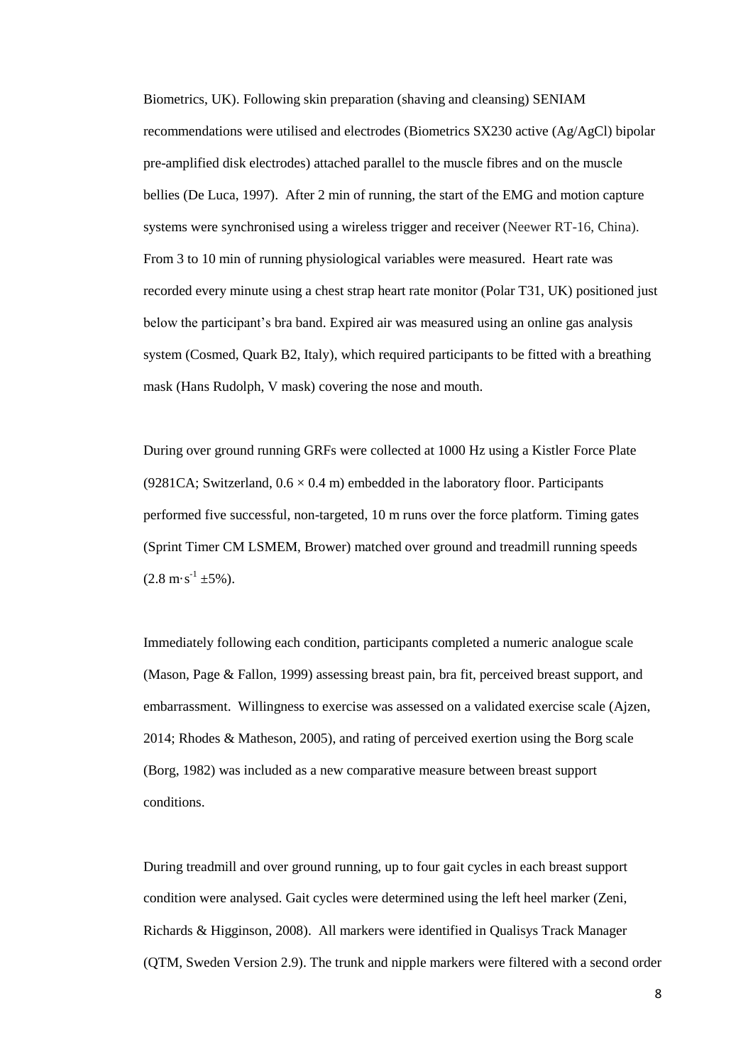Biometrics, UK). Following skin preparation (shaving and cleansing) SENIAM recommendations were utilised and electrodes (Biometrics SX230 active (Ag/AgCl) bipolar pre-amplified disk electrodes) attached parallel to the muscle fibres and on the muscle bellies (De Luca, 1997). After 2 min of running, the start of the EMG and motion capture systems were synchronised using a wireless trigger and receiver (Neewer RT-16, China). From 3 to 10 min of running physiological variables were measured. Heart rate was recorded every minute using a chest strap heart rate monitor (Polar T31, UK) positioned just below the participant's bra band. Expired air was measured using an online gas analysis system (Cosmed, Quark B2, Italy), which required participants to be fitted with a breathing mask (Hans Rudolph, V mask) covering the nose and mouth.

During over ground running GRFs were collected at 1000 Hz using a Kistler Force Plate (9281CA; Switzerland, $0.6 \times 0.4$ m) embedded in the laboratory floor. Participants performed five successful, non-targeted, 10 m runs over the force platform. Timing gates (Sprint Timer CM LSMEM, Brower) matched over ground and treadmill running speeds ($2.8\ m{\cdot}s^{-1} \pm 5\%$).

Immediately following each condition, participants completed a numeric analogue scale (Mason, Page & Fallon, 1999) assessing breast pain, bra fit, perceived breast support, and embarrassment. Willingness to exercise was assessed on a validated exercise scale (Ajzen, 2014; Rhodes & Matheson, 2005), and rating of perceived exertion using the Borg scale (Borg, 1982) was included as a new comparative measure between breast support conditions.

During treadmill and over ground running, up to four gait cycles in each breast support condition were analysed. Gait cycles were determined using the left heel marker (Zeni, Richards & Higginson, 2008). All markers were identified in Qualisys Track Manager (QTM, Sweden Version 2.9). The trunk and nipple markers were filtered with a second order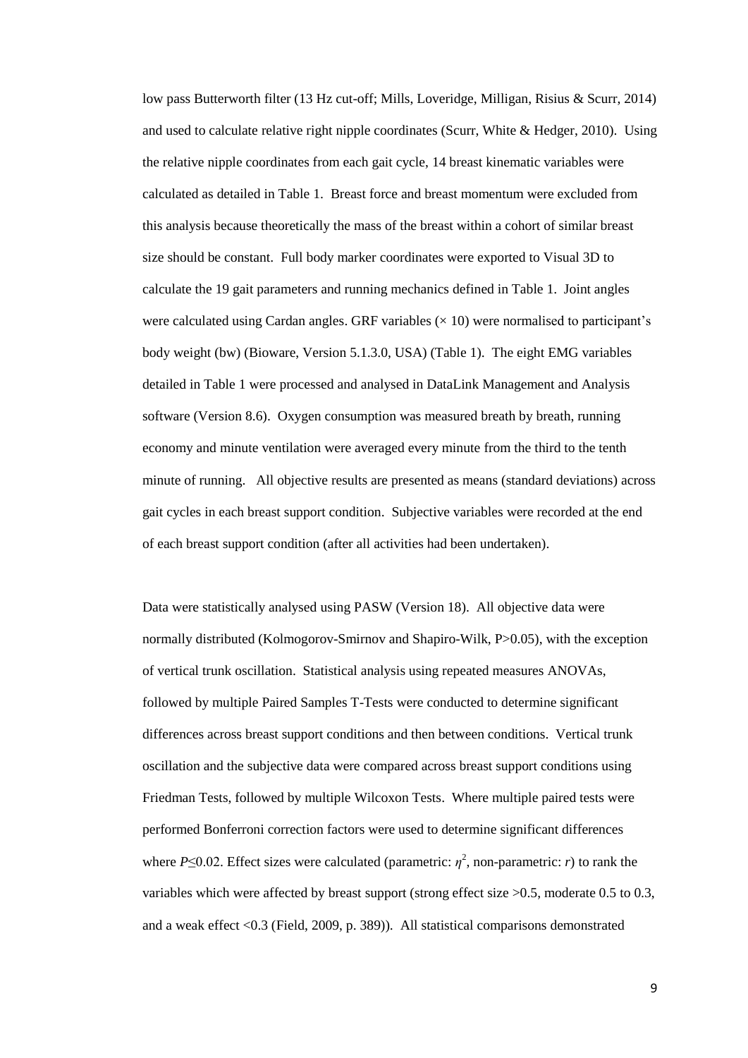low pass Butterworth filter (13 Hz cut-off; Mills, Loveridge, Milligan, Risius & Scurr, 2014) and used to calculate relative right nipple coordinates (Scurr, White & Hedger, 2010). Using the relative nipple coordinates from each gait cycle, 14 breast kinematic variables were calculated as detailed in Table 1. Breast force and breast momentum were excluded from this analysis because theoretically the mass of the breast within a cohort of similar breast size should be constant. Full body marker coordinates were exported to Visual 3D to calculate the 19 gait parameters and running mechanics defined in Table 1. Joint angles were calculated using Cardan angles. GRF variables ($\times$ 10) were normalised to participant's body weight (bw) (Bioware, Version 5.1.3.0, USA) (Table 1). The eight EMG variables detailed in Table 1 were processed and analysed in DataLink Management and Analysis software (Version 8.6). Oxygen consumption was measured breath by breath, running economy and minute ventilation were averaged every minute from the third to the tenth minute of running. All objective results are presented as means (standard deviations) across gait cycles in each breast support condition. Subjective variables were recorded at the end of each breast support condition (after all activities had been undertaken).

Data were statistically analysed using PASW (Version 18). All objective data were normally distributed (Kolmogorov-Smirnov and Shapiro-Wilk, $P>0.05$), with the exception of vertical trunk oscillation. Statistical analysis using repeated measures ANOVAs, followed by multiple Paired Samples T-Tests were conducted to determine significant differences across breast support conditions and then between conditions. Vertical trunk oscillation and the subjective data were compared across breast support conditions using Friedman Tests, followed by multiple Wilcoxon Tests. Where multiple paired tests were performed Bonferroni correction factors were used to determine significant differences where $P\leq0.02$. Effect sizes were calculated (parametric: $\eta^2$, non-parametric: $r$) to rank the variables which were affected by breast support (strong effect size >0.5, moderate 0.5 to 0.3, and a weak effect <0.3 (Field, 2009, p. 389)). All statistical comparisons demonstrated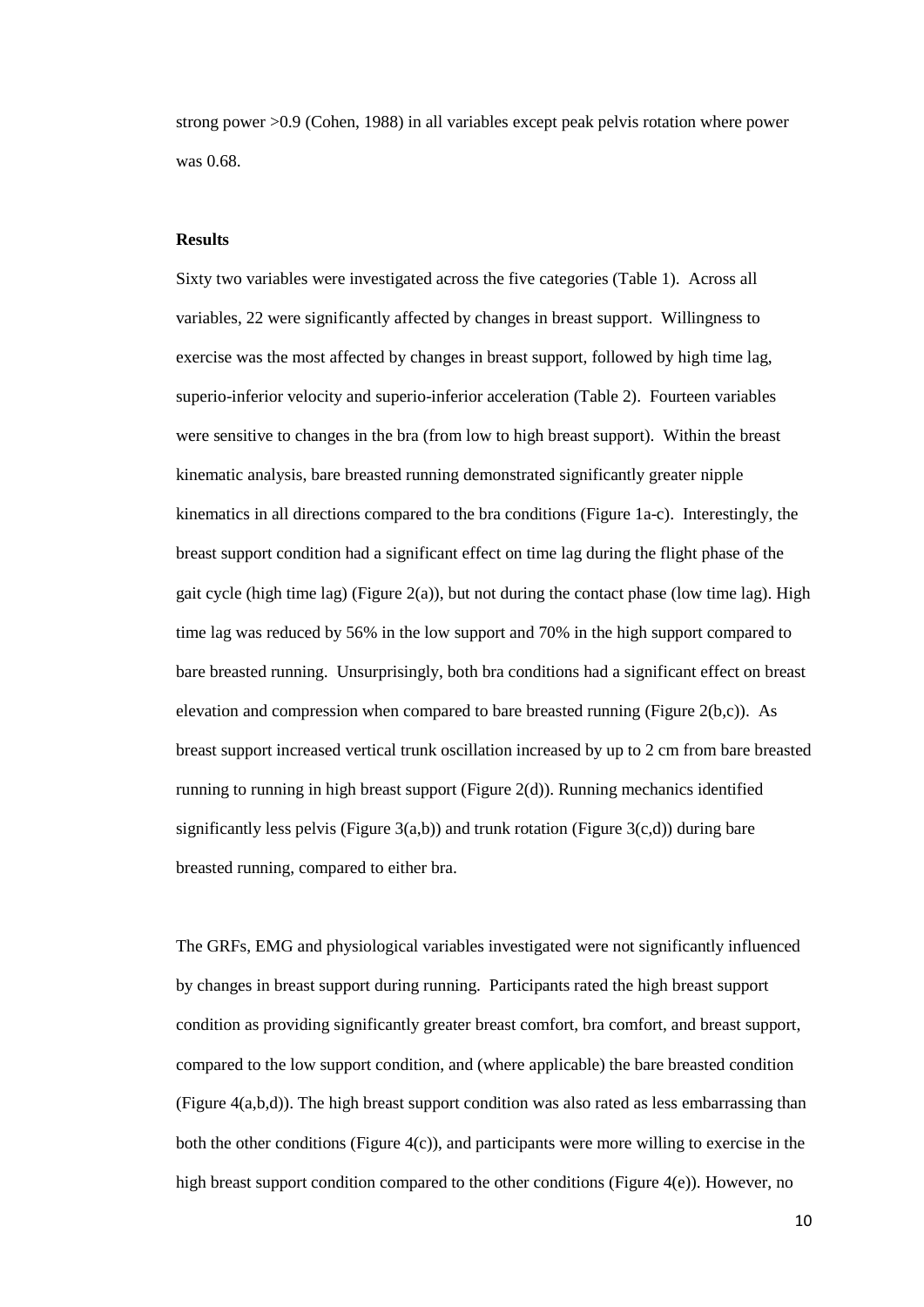strong power >0.9 (Cohen, 1988) in all variables except peak pelvis rotation where power was 0.68.

**Results**

Sixty two variables were investigated across the five categories (Table 1). Across all variables, 22 were significantly affected by changes in breast support. Willingness to exercise was the most affected by changes in breast support, followed by high time lag, superio-inferior velocity and superio-inferior acceleration (Table 2). Fourteen variables were sensitive to changes in the bra (from low to high breast support). Within the breast kinematic analysis, bare breasted running demonstrated significantly greater nipple kinematics in all directions compared to the bra conditions (Figure 1a-c). Interestingly, the breast support condition had a significant effect on time lag during the flight phase of the gait cycle (high time lag) (Figure 2(a)), but not during the contact phase (low time lag). High time lag was reduced by 56% in the low support and 70% in the high support compared to bare breasted running. Unsurprisingly, both bra conditions had a significant effect on breast elevation and compression when compared to bare breasted running (Figure 2(b,c)). As breast support increased vertical trunk oscillation increased by up to 2 cm from bare breasted running to running in high breast support (Figure 2(d)). Running mechanics identified significantly less pelvis (Figure 3(a,b)) and trunk rotation (Figure 3(c,d)) during bare breasted running, compared to either bra.

The GRFs, EMG and physiological variables investigated were not significantly influenced by changes in breast support during running. Participants rated the high breast support condition as providing significantly greater breast comfort, bra comfort, and breast support, compared to the low support condition, and (where applicable) the bare breasted condition (Figure 4(a,b,d)). The high breast support condition was also rated as less embarrassing than both the other conditions (Figure 4(c)), and participants were more willing to exercise in the high breast support condition compared to the other conditions (Figure 4(e)). However, no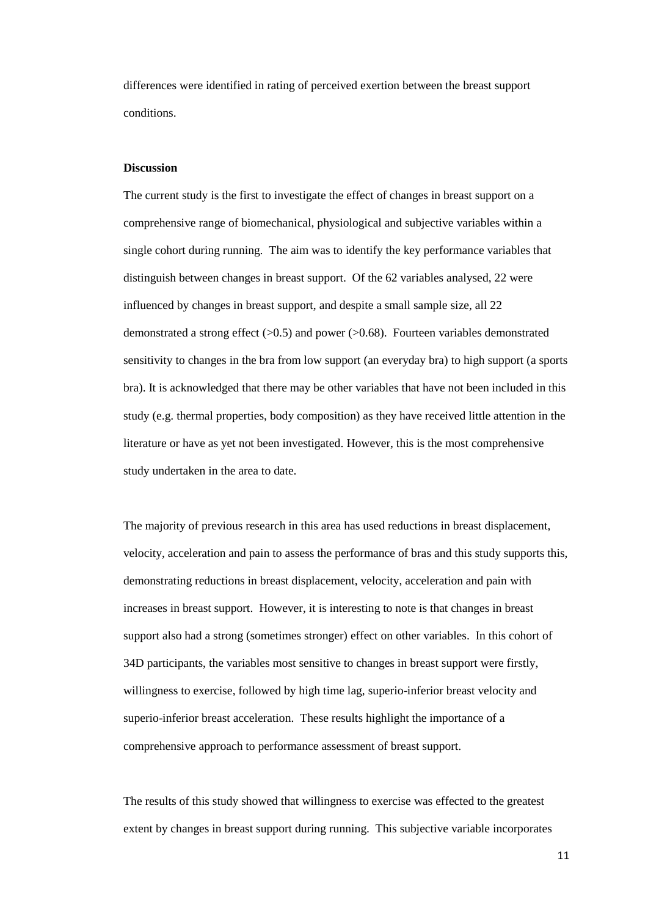differences were identified in rating of perceived exertion between the breast support conditions.

**Discussion**

The current study is the first to investigate the effect of changes in breast support on a comprehensive range of biomechanical, physiological and subjective variables within a single cohort during running. The aim was to identify the key performance variables that distinguish between changes in breast support. Of the 62 variables analysed, 22 were influenced by changes in breast support, and despite a small sample size, all 22 demonstrated a strong effect (>0.5) and power (>0.68). Fourteen variables demonstrated sensitivity to changes in the bra from low support (an everyday bra) to high support (a sports bra). It is acknowledged that there may be other variables that have not been included in this study (e.g. thermal properties, body composition) as they have received little attention in the literature or have as yet not been investigated. However, this is the most comprehensive study undertaken in the area to date.

The majority of previous research in this area has used reductions in breast displacement, velocity, acceleration and pain to assess the performance of bras and this study supports this, demonstrating reductions in breast displacement, velocity, acceleration and pain with increases in breast support. However, it is interesting to note is that changes in breast support also had a strong (sometimes stronger) effect on other variables. In this cohort of 34D participants, the variables most sensitive to changes in breast support were firstly, willingness to exercise, followed by high time lag, superio-inferior breast velocity and superio-inferior breast acceleration. These results highlight the importance of a comprehensive approach to performance assessment of breast support.

The results of this study showed that willingness to exercise was effected to the greatest extent by changes in breast support during running. This subjective variable incorporates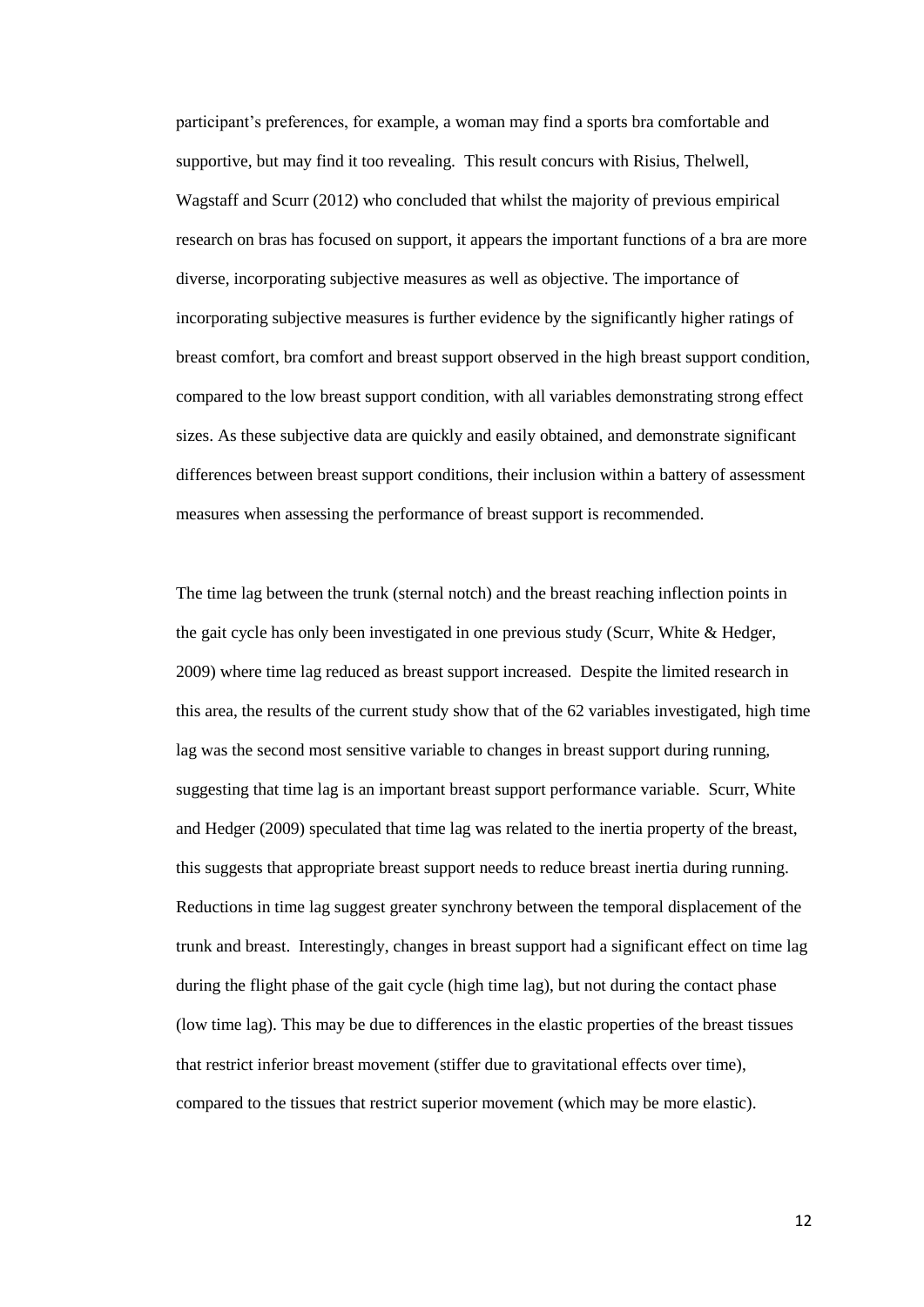participant's preferences, for example, a woman may find a sports bra comfortable and supportive, but may find it too revealing. This result concurs with Risius, Thelwell, Wagstaff and Scurr (2012) who concluded that whilst the majority of previous empirical research on bras has focused on support, it appears the important functions of a bra are more diverse, incorporating subjective measures as well as objective. The importance of incorporating subjective measures is further evidence by the significantly higher ratings of breast comfort, bra comfort and breast support observed in the high breast support condition, compared to the low breast support condition, with all variables demonstrating strong effect sizes. As these subjective data are quickly and easily obtained, and demonstrate significant differences between breast support conditions, their inclusion within a battery of assessment measures when assessing the performance of breast support is recommended.

The time lag between the trunk (sternal notch) and the breast reaching inflection points in the gait cycle has only been investigated in one previous study (Scurr, White & Hedger, 2009) where time lag reduced as breast support increased. Despite the limited research in this area, the results of the current study show that of the 62 variables investigated, high time lag was the second most sensitive variable to changes in breast support during running, suggesting that time lag is an important breast support performance variable. Scurr, White and Hedger (2009) speculated that time lag was related to the inertia property of the breast, this suggests that appropriate breast support needs to reduce breast inertia during running. Reductions in time lag suggest greater synchrony between the temporal displacement of the trunk and breast. Interestingly, changes in breast support had a significant effect on time lag during the flight phase of the gait cycle (high time lag), but not during the contact phase (low time lag). This may be due to differences in the elastic properties of the breast tissues that restrict inferior breast movement (stiffer due to gravitational effects over time), compared to the tissues that restrict superior movement (which may be more elastic).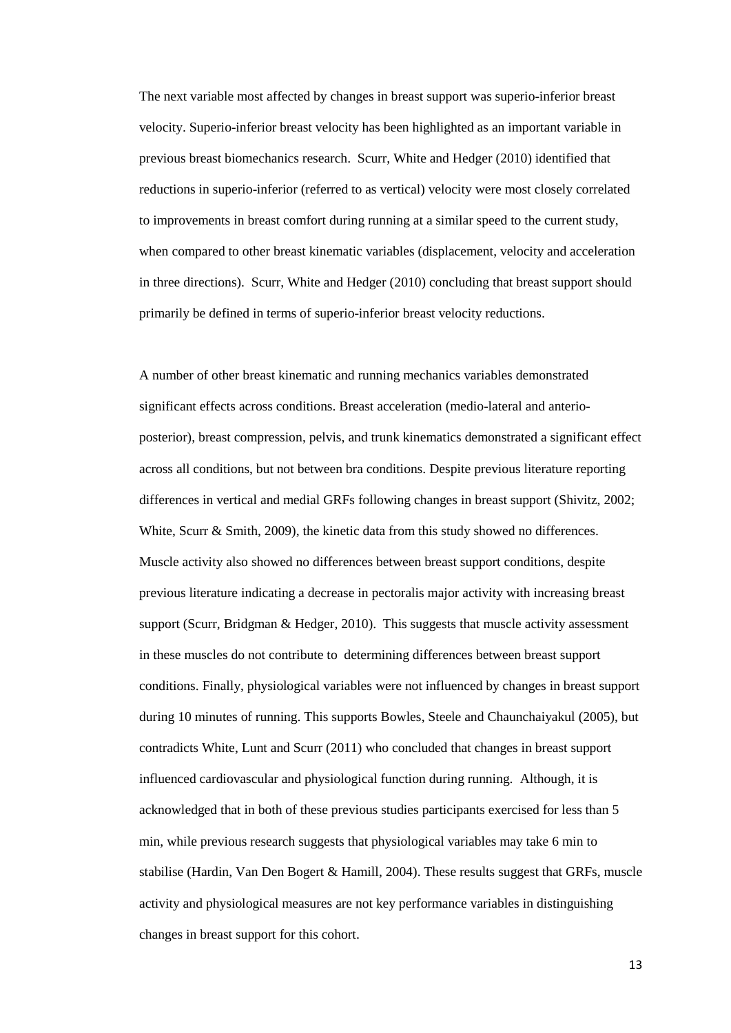The next variable most affected by changes in breast support was superio-inferior breast velocity. Superio-inferior breast velocity has been highlighted as an important variable in previous breast biomechanics research. Scurr, White and Hedger (2010) identified that reductions in superio-inferior (referred to as vertical) velocity were most closely correlated to improvements in breast comfort during running at a similar speed to the current study, when compared to other breast kinematic variables (displacement, velocity and acceleration in three directions). Scurr, White and Hedger (2010) concluding that breast support should primarily be defined in terms of superio-inferior breast velocity reductions.

A number of other breast kinematic and running mechanics variables demonstrated significant effects across conditions. Breast acceleration (medio-lateral and anterio-posterior), breast compression, pelvis, and trunk kinematics demonstrated a significant effect across all conditions, but not between bra conditions. Despite previous literature reporting differences in vertical and medial GRFs following changes in breast support (Shivitz, 2002; White, Scurr & Smith, 2009), the kinetic data from this study showed no differences. Muscle activity also showed no differences between breast support conditions, despite previous literature indicating a decrease in pectoralis major activity with increasing breast support (Scurr, Bridgman & Hedger, 2010). This suggests that muscle activity assessment in these muscles do not contribute to determining differences between breast support conditions. Finally, physiological variables were not influenced by changes in breast support during 10 minutes of running. This supports Bowles, Steele and Chaunchaiyakul (2005), but contradicts White, Lunt and Scurr (2011) who concluded that changes in breast support influenced cardiovascular and physiological function during running. Although, it is acknowledged that in both of these previous studies participants exercised for less than 5 min, while previous research suggests that physiological variables may take 6 min to stabilise (Hardin, Van Den Bogert & Hamill, 2004). These results suggest that GRFs, muscle activity and physiological measures are not key performance variables in distinguishing changes in breast support for this cohort.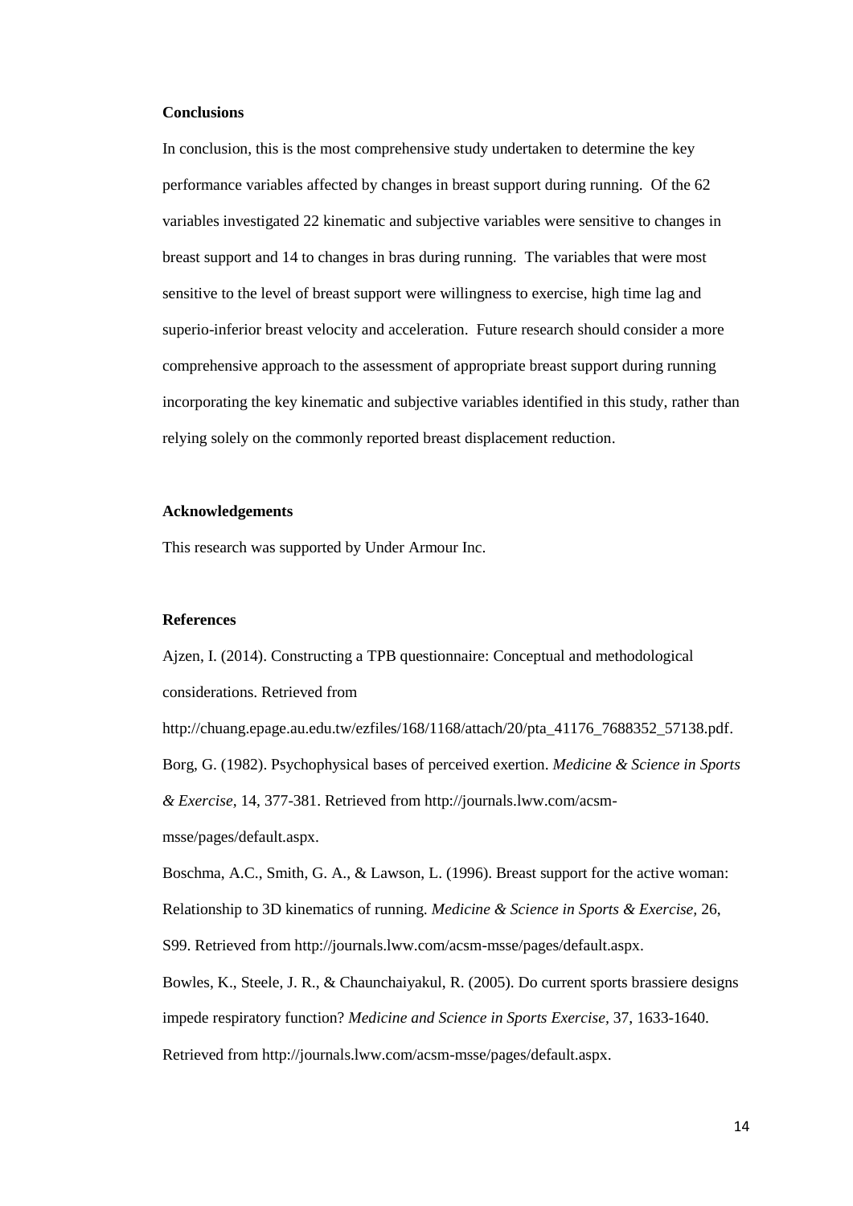**Conclusions**

In conclusion, this is the most comprehensive study undertaken to determine the key performance variables affected by changes in breast support during running. Of the 62 variables investigated 22 kinematic and subjective variables were sensitive to changes in breast support and 14 to changes in bras during running. The variables that were most sensitive to the level of breast support were willingness to exercise, high time lag and superio-inferior breast velocity and acceleration. Future research should consider a more comprehensive approach to the assessment of appropriate breast support during running incorporating the key kinematic and subjective variables identified in this study, rather than relying solely on the commonly reported breast displacement reduction.

**Acknowledgements**

This research was supported by Under Armour Inc.

**References**

Ajzen, I. (2014). Constructing a TPB questionnaire: Conceptual and methodological considerations. Retrieved from http://chuang.epage.au.edu.tw/ezfiles/168/1168/attach/20/pta_41176_7688352_57138.pdf.

Borg, G. (1982). Psychophysical bases of perceived exertion. *Medicine & Science in Sports & Exercise,* 14, 377-381. Retrieved from http://journals.lww.com/acsm-msse/pages/default.aspx.

Boschma, A.C., Smith, G. A., & Lawson, L. (1996). Breast support for the active woman: Relationship to 3D kinematics of running. *Medicine & Science in Sports & Exercise,* 26, S99. Retrieved from http://journals.lww.com/acsm-msse/pages/default.aspx.

Bowles, K., Steele, J. R., & Chaunchaiyakul, R. (2005). Do current sports brassiere designs impede respiratory function? *Medicine and Science in Sports Exercise,* 37, 1633-1640. Retrieved from http://journals.lww.com/acsm-msse/pages/default.aspx.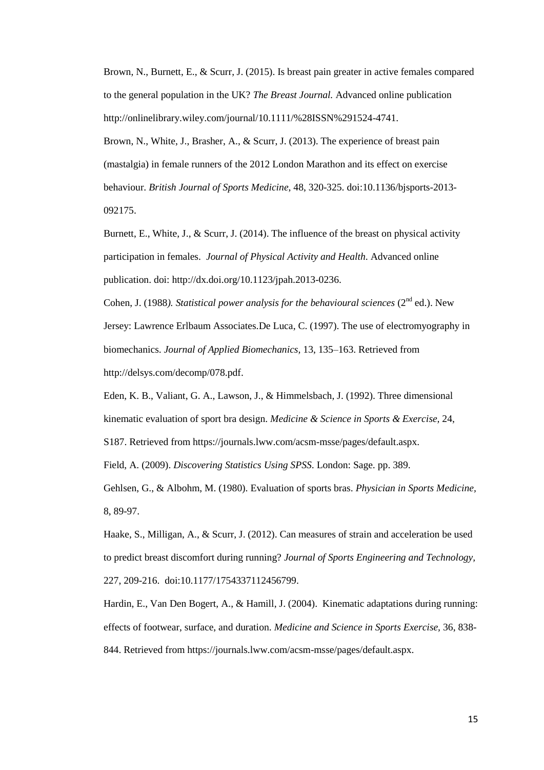Brown, N., Burnett, E., & Scurr, J. (2015). Is breast pain greater in active females compared to the general population in the UK? *The Breast Journal.* Advanced online publication http://onlinelibrary.wiley.com/journal/10.1111/%28ISSN%291524-4741.

Brown, N., White, J., Brasher, A., & Scurr, J. (2013). The experience of breast pain (mastalgia) in female runners of the 2012 London Marathon and its effect on exercise behaviour. *British Journal of Sports Medicine*, 48, 320-325. doi:10.1136/bjsports-2013-092175.

Burnett, E., White, J., & Scurr, J. (2014). The influence of the breast on physical activity participation in females. *Journal of Physical Activity and Health*. Advanced online publication. doi: http://dx.doi.org/10.1123/jpah.2013-0236.

Cohen, J. (1988*). Statistical power analysis for the behavioural sciences* (2nd ed.). New Jersey: Lawrence Erlbaum Associates.De Luca, C. (1997). The use of electromyography in biomechanics. *Journal of Applied Biomechanics*, 13, 135–163. Retrieved from http://delsys.com/decomp/078.pdf.

Eden, K. B., Valiant, G. A., Lawson, J., & Himmelsbach, J. (1992). Three dimensional kinematic evaluation of sport bra design. *Medicine & Science in Sports & Exercise*, 24, S187. Retrieved from https://journals.lww.com/acsm-msse/pages/default.aspx.

Field, A. (2009). *Discovering Statistics Using SPSS*. London: Sage. pp. 389.

Gehlsen, G., & Albohm, M. (1980). Evaluation of sports bras. *Physician in Sports Medicine*, 8, 89-97.

Haake, S., Milligan, A., & Scurr, J. (2012). Can measures of strain and acceleration be used to predict breast discomfort during running? *Journal of Sports Engineering and Technology*, 227, 209-216. doi:10.1177/1754337112456799.

Hardin, E., Van Den Bogert, A., & Hamill, J. (2004). Kinematic adaptations during running: effects of footwear, surface, and duration. *Medicine and Science in Sports Exercise*, 36, 838-844. Retrieved from https://journals.lww.com/acsm-msse/pages/default.aspx.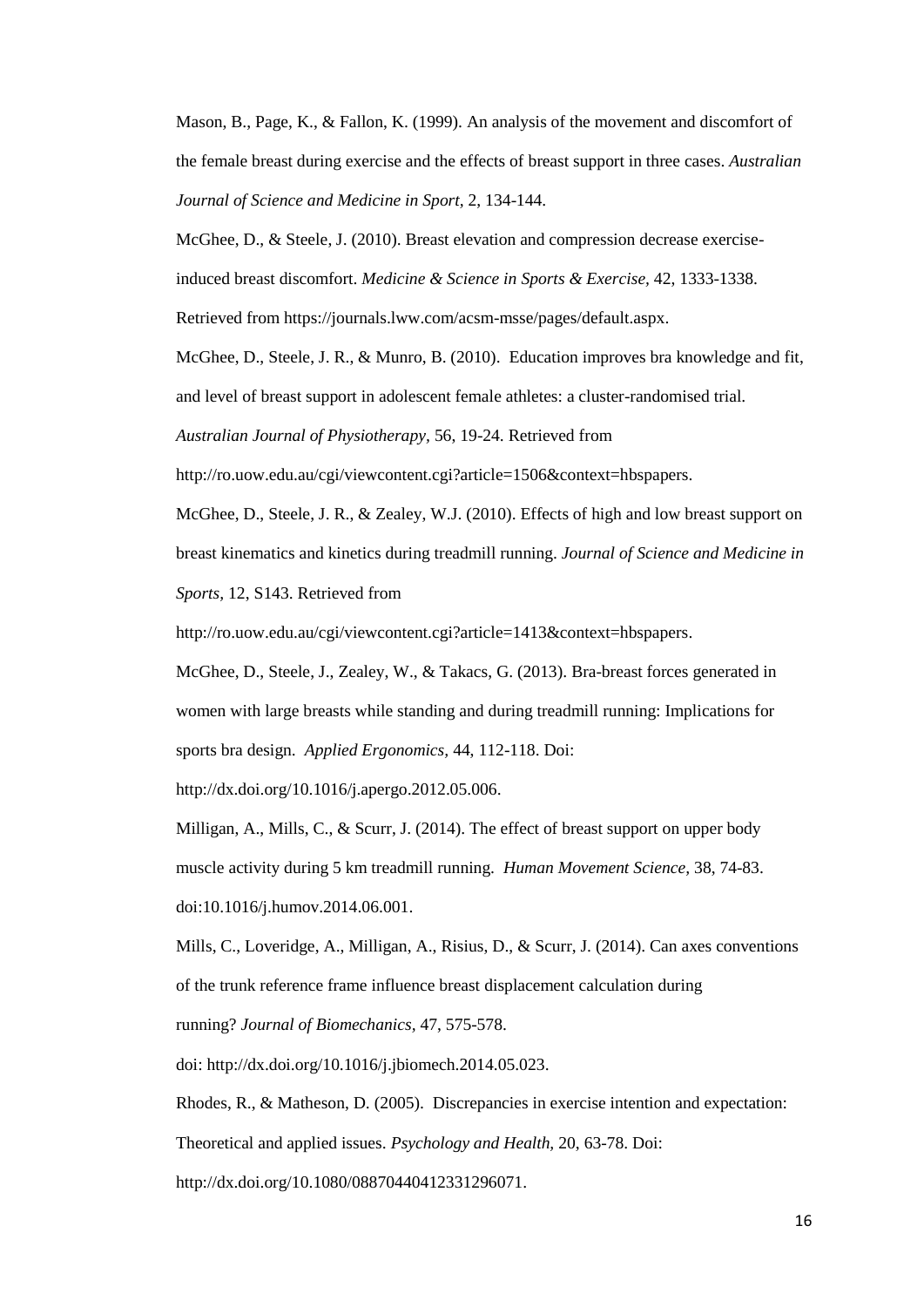Mason, B., Page, K., & Fallon, K. (1999). An analysis of the movement and discomfort of the female breast during exercise and the effects of breast support in three cases. *Australian Journal of Science and Medicine in Sport*, 2, 134-144.

McGhee, D., & Steele, J. (2010). Breast elevation and compression decrease exercise-induced breast discomfort. *Medicine & Science in Sports & Exercise,* 42, 1333-1338. Retrieved from https://journals.lww.com/acsm-msse/pages/default.aspx.

McGhee, D., Steele, J. R., & Munro, B. (2010). Education improves bra knowledge and fit, and level of breast support in adolescent female athletes: a cluster-randomised trial. *Australian Journal of Physiotherapy,* 56, 19-24. Retrieved from http://ro.uow.edu.au/cgi/viewcontent.cgi?article=1506&context=hbspapers.

McGhee, D., Steele, J. R., & Zealey, W.J. (2010). Effects of high and low breast support on breast kinematics and kinetics during treadmill running. *Journal of Science and Medicine in Sports*, 12, S143. Retrieved from http://ro.uow.edu.au/cgi/viewcontent.cgi?article=1413&context=hbspapers.

McGhee, D., Steele, J., Zealey, W., & Takacs, G. (2013). Bra-breast forces generated in women with large breasts while standing and during treadmill running: Implications for sports bra design. *Applied Ergonomics*, 44, 112-118. Doi: http://dx.doi.org/10.1016/j.apergo.2012.05.006.

Milligan, A., Mills, C., & Scurr, J. (2014). The effect of breast support on upper body muscle activity during 5 km treadmill running. *Human Movement Science,* 38, 74-83. doi:10.1016/j.humov.2014.06.001.

Mills, C., Loveridge, A., Milligan, A., Risius, D., & Scurr, J. (2014). Can axes conventions of the trunk reference frame influence breast displacement calculation during running? *Journal of Biomechanics*, 47, 575-578. doi: http://dx.doi.org/10.1016/j.jbiomech.2014.05.023.

Rhodes, R., & Matheson, D. (2005). Discrepancies in exercise intention and expectation: Theoretical and applied issues. *Psychology and Health,* 20, 63-78. Doi: http://dx.doi.org/10.1080/08870440412331296071.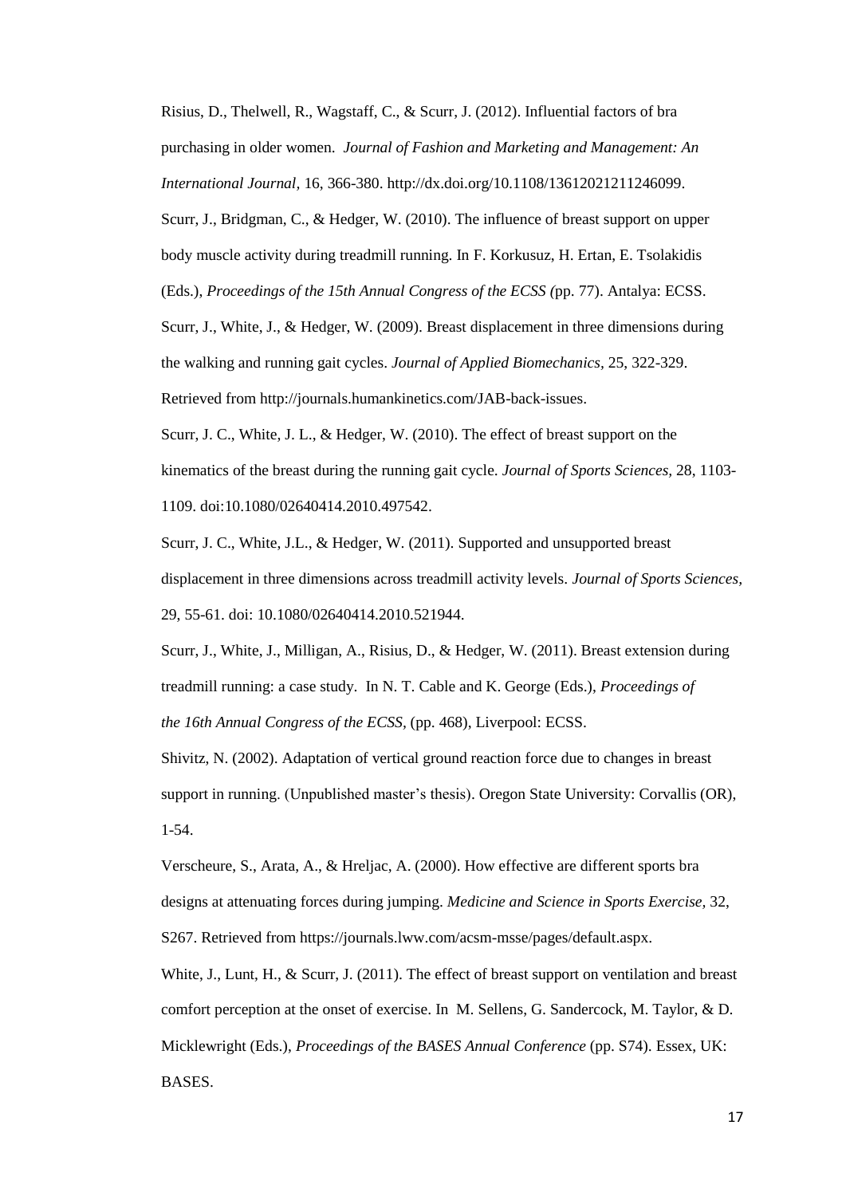Risius, D., Thelwell, R., Wagstaff, C., & Scurr, J. (2012). Influential factors of bra purchasing in older women. *Journal of Fashion and Marketing and Management: An International Journal,* 16, 366-380. http://dx.doi.org/10.1108/13612021211246099.

Scurr, J., Bridgman, C., & Hedger, W. (2010). The influence of breast support on upper body muscle activity during treadmill running. In F. Korkusuz, H. Ertan, E. Tsolakidis (Eds.), *Proceedings of the 15th Annual Congress of the ECSS (*pp. 77). Antalya: ECSS.

Scurr, J., White, J., & Hedger, W. (2009). Breast displacement in three dimensions during the walking and running gait cycles. *Journal of Applied Biomechanics,* 25, 322-329. Retrieved from http://journals.humankinetics.com/JAB-back-issues.

Scurr, J. C., White, J. L., & Hedger, W. (2010). The effect of breast support on the kinematics of the breast during the running gait cycle. *Journal of Sports Sciences,* 28, 1103-1109. doi:10.1080/02640414.2010.497542.

Scurr, J. C., White, J.L., & Hedger, W. (2011). Supported and unsupported breast displacement in three dimensions across treadmill activity levels. *Journal of Sports Sciences,* 29, 55-61. doi: 10.1080/02640414.2010.521944.

Scurr, J., White, J., Milligan, A., Risius, D., & Hedger, W. (2011). Breast extension during treadmill running: a case study. In N. T. Cable and K. George (Eds.), *Proceedings of the 16th Annual Congress of the ECSS,* (pp. 468), Liverpool: ECSS.

Shivitz, N. (2002). Adaptation of vertical ground reaction force due to changes in breast support in running. (Unpublished master's thesis). Oregon State University: Corvallis (OR), 1-54.

Verscheure, S., Arata, A., & Hreljac, A. (2000). How effective are different sports bra designs at attenuating forces during jumping. *Medicine and Science in Sports Exercise,* 32, S267. Retrieved from https://journals.lww.com/acsm-msse/pages/default.aspx.

White, J., Lunt, H., & Scurr, J. (2011). The effect of breast support on ventilation and breast comfort perception at the onset of exercise. In M. Sellens, G. Sandercock, M. Taylor, & D. Micklewright (Eds.), *Proceedings of the BASES Annual Conference* (pp. S74). Essex, UK: BASES.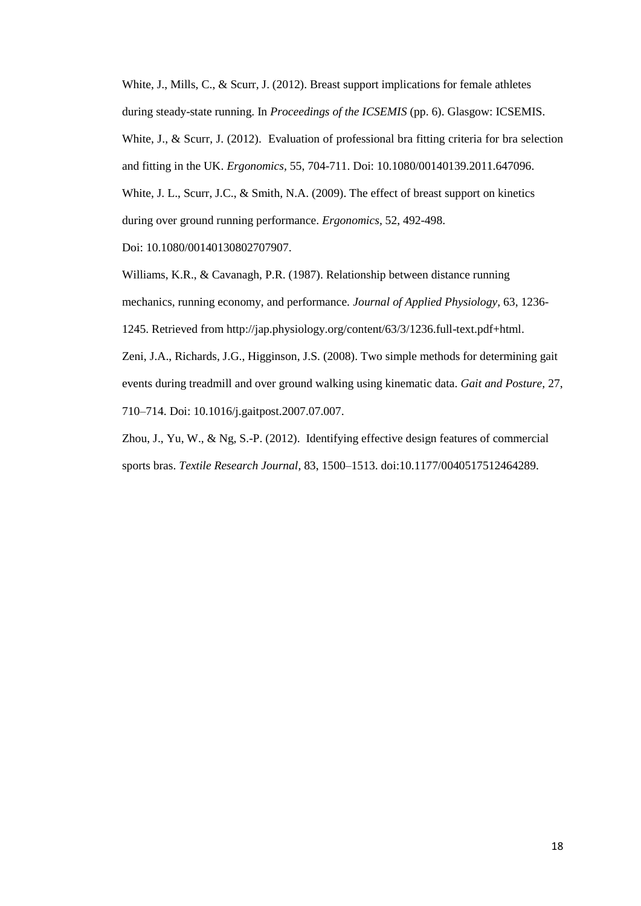White, J., Mills, C., & Scurr, J. (2012). Breast support implications for female athletes during steady-state running. In *Proceedings of the ICSEMIS* (pp. 6). Glasgow: ICSEMIS.

White, J., & Scurr, J. (2012). Evaluation of professional bra fitting criteria for bra selection and fitting in the UK. *Ergonomics*, 55, 704-711. Doi: 10.1080/00140139.2011.647096.

White, J. L., Scurr, J.C., & Smith, N.A. (2009). The effect of breast support on kinetics during over ground running performance. *Ergonomics*, 52, 492-498. Doi: 10.1080/00140130802707907.

Williams, K.R., & Cavanagh, P.R. (1987). Relationship between distance running mechanics, running economy, and performance. *Journal of Applied Physiology*, 63, 1236-1245. Retrieved from http://jap.physiology.org/content/63/3/1236.full-text.pdf+html.

Zeni, J.A., Richards, J.G., Higginson, J.S. (2008). Two simple methods for determining gait events during treadmill and over ground walking using kinematic data. *Gait and Posture*, 27, 710–714. Doi: 10.1016/j.gaitpost.2007.07.007.

Zhou, J., Yu, W., & Ng, S.-P. (2012). Identifying effective design features of commercial sports bras. *Textile Research Journal*, 83, 1500–1513. doi:10.1177/0040517512464289.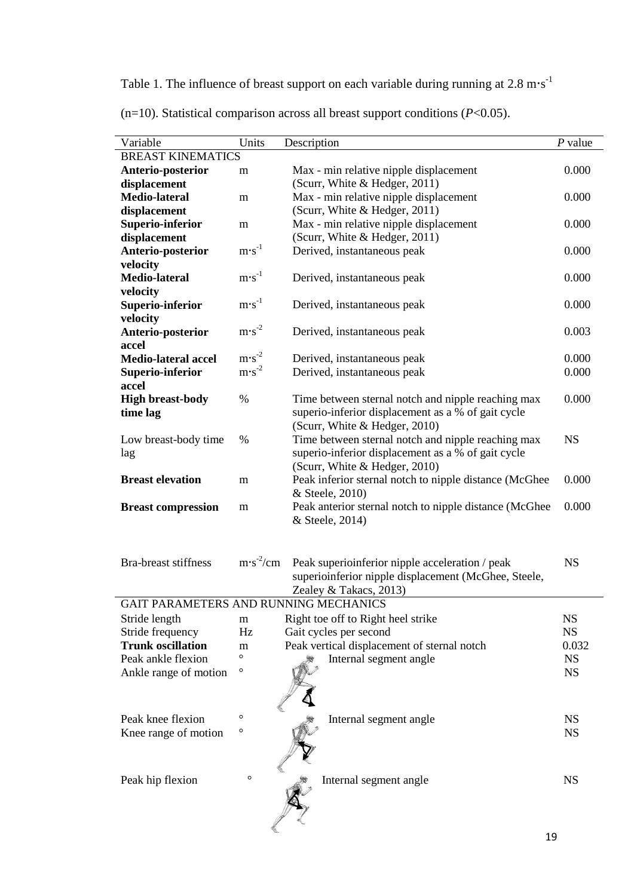Table 1. The influence of breast support on each variable during running at 2.8 m·s$^{-1}$ (n=10). Statistical comparison across all breast support conditions ($P$<0.05).

| Variable | Units | Description | $P$ value |
|---|---|---|---|
| BREAST KINEMATICS | | | |
| **Anterio-posterior displacement** | m | Max - min relative nipple displacement (Scurr, White & Hedger, 2011) | 0.000 |
| **Medio-lateral displacement** | m | Max - min relative nipple displacement (Scurr, White & Hedger, 2011) | 0.000 |
| **Superio-inferior displacement** | m | Max - min relative nipple displacement (Scurr, White & Hedger, 2011) | 0.000 |
| **Anterio-posterior velocity** | m·s$^{-1}$ | Derived, instantaneous peak | 0.000 |
| **Medio-lateral velocity** | m·s$^{-1}$ | Derived, instantaneous peak | 0.000 |
| **Superio-inferior velocity** | m·s$^{-1}$ | Derived, instantaneous peak | 0.000 |
| **Anterio-posterior accel** | m·s$^{-2}$ | Derived, instantaneous peak | 0.003 |
| **Medio-lateral accel** | m·s$^{-2}$ | Derived, instantaneous peak | 0.000 |
| **Superio-inferior accel** | m·s$^{-2}$ | Derived, instantaneous peak | 0.000 |
| **High breast-body time lag** | % | Time between sternal notch and nipple reaching max superio-inferior displacement as a % of gait cycle (Scurr, White & Hedger, 2010) | 0.000 |
| Low breast-body time lag | % | Time between sternal notch and nipple reaching max superio-inferior displacement as a % of gait cycle (Scurr, White & Hedger, 2010) | NS |
| **Breast elevation** | m | Peak inferior sternal notch to nipple distance (McGhee & Steele, 2010) | 0.000 |
| **Breast compression** | m | Peak anterior sternal notch to nipple distance (McGhee & Steele, 2014) | 0.000 |
| Bra-breast stiffness | m·s$^{-2}$/cm | Peak superioinferior nipple acceleration / peak superioinferior nipple displacement (McGhee, Steele, Zealey & Takacs, 2013) | NS |
| GAIT PARAMETERS AND RUNNING MECHANICS | | | |
| Stride length | m | Right toe off to Right heel strike | NS |
| Stride frequency | Hz | Gait cycles per second | NS |
| **Trunk oscillation** | m | Peak vertical displacement of sternal notch | 0.032 |
| Peak ankle flexion | ° | Internal segment angle | NS |
| Ankle range of motion | ° | | NS |
| Peak knee flexion | ° | Internal segment angle | NS |
| Knee range of motion | ° | | NS |
| Peak hip flexion | ° | Internal segment angle | NS |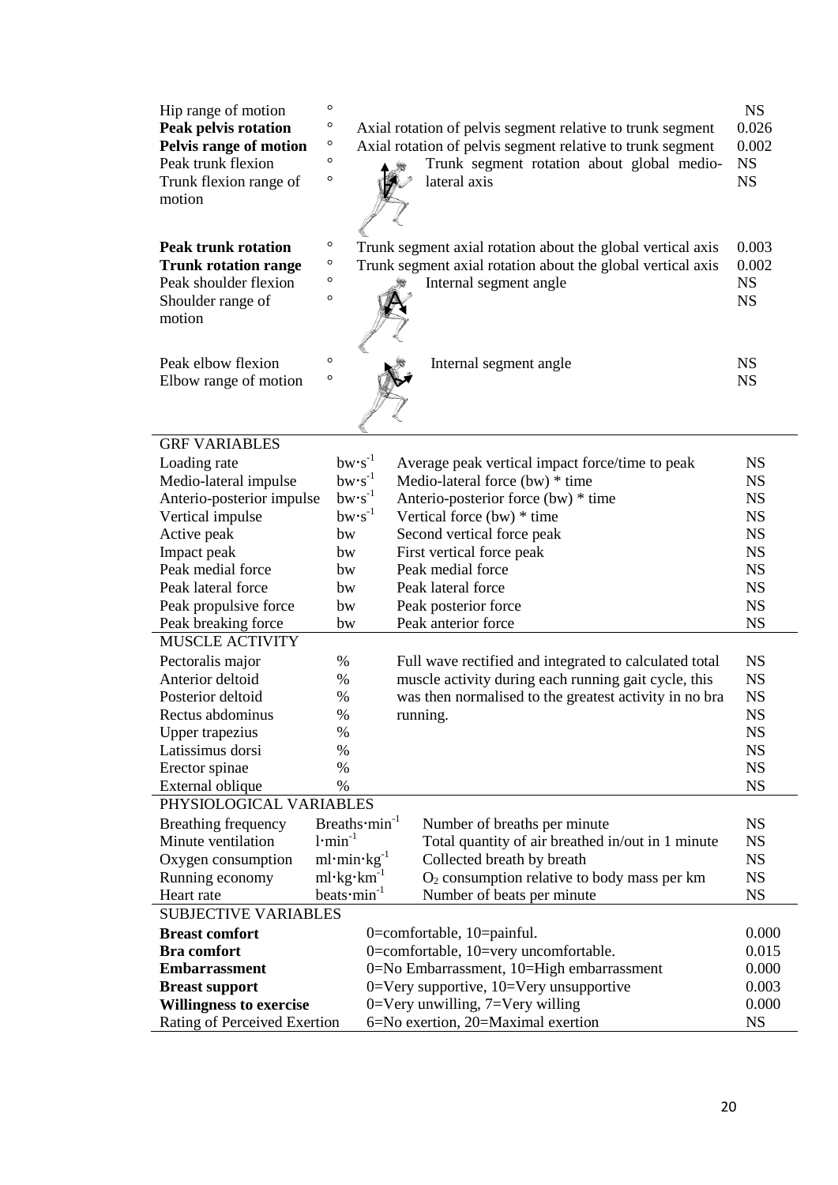| | | | |
|---|---|---|---|
| Hip range of motion | ° | | NS |
| **Peak pelvis rotation** | ° | Axial rotation of pelvis segment relative to trunk segment | 0.026 |
| **Pelvis range of motion** | ° | Axial rotation of pelvis segment relative to trunk segment | 0.002 |
| Peak trunk flexion | ° | Trunk segment rotation about global medio-lateral axis | NS |
| Trunk flexion range of motion | ° | | NS |
| **Peak trunk rotation** | ° | Trunk segment axial rotation about the global vertical axis | 0.003 |
| **Trunk rotation range** | ° | Trunk segment axial rotation about the global vertical axis | 0.002 |
| Peak shoulder flexion | ° | Internal segment angle | NS |
| Shoulder range of motion | ° | | NS |
| Peak elbow flexion | ° | Internal segment angle | NS |
| Elbow range of motion | ° | | NS |
| GRF VARIABLES | | | |
| Loading rate | $bw \cdot s^{-1}$ | Average peak vertical impact force/time to peak | NS |
| Medio-lateral impulse | $bw \cdot s^{-1}$ | Medio-lateral force (bw) * time | NS |
| Anterio-posterior impulse | $bw \cdot s^{-1}$ | Anterio-posterior force (bw) * time | NS |
| Vertical impulse | $bw \cdot s^{-1}$ | Vertical force (bw) * time | NS |
| Active peak | bw | Second vertical force peak | NS |
| Impact peak | bw | First vertical force peak | NS |
| Peak medial force | bw | Peak medial force | NS |
| Peak lateral force | bw | Peak lateral force | NS |
| Peak propulsive force | bw | Peak posterior force | NS |
| Peak breaking force | bw | Peak anterior force | NS |
| MUSCLE ACTIVITY | | | |
| Pectoralis major | % | Full wave rectified and integrated to calculated total muscle activity during each running gait cycle, this was then normalised to the greatest activity in no bra running. | NS |
| Anterior deltoid | % | | NS |
| Posterior deltoid | % | | NS |
| Rectus abdominus | % | | NS |
| Upper trapezius | % | | NS |
| Latissimus dorsi | % | | NS |
| Erector spinae | % | | NS |
| External oblique | % | | NS |
| PHYSIOLOGICAL VARIABLES | | | |
| Breathing frequency | $Breaths \cdot min^{-1}$ | Number of breaths per minute | NS |
| Minute ventilation | $l \cdot min^{-1}$ | Total quantity of air breathed in/out in 1 minute | NS |
| Oxygen consumption | $ml \cdot min \cdot kg^{-1}$ | Collected breath by breath | NS |
| Running economy | $ml \cdot kg \cdot km^{-1}$ | $O_2$ consumption relative to body mass per km | NS |
| Heart rate | $beats \cdot min^{-1}$ | Number of beats per minute | NS |
| SUBJECTIVE VARIABLES | | | |
| **Breast comfort** | | 0=comfortable, 10=painful. | 0.000 |
| **Bra comfort** | | 0=comfortable, 10=very uncomfortable. | 0.015 |
| **Embarrassment** | | 0=No Embarrassment, 10=High embarrassment | 0.000 |
| **Breast support** | | 0=Very supportive, 10=Very unsupportive | 0.003 |
| **Willingness to exercise** | | 0=Very unwilling, 7=Very willing | 0.000 |
| Rating of Perceived Exertion | | 6=No exertion, 20=Maximal exertion | NS |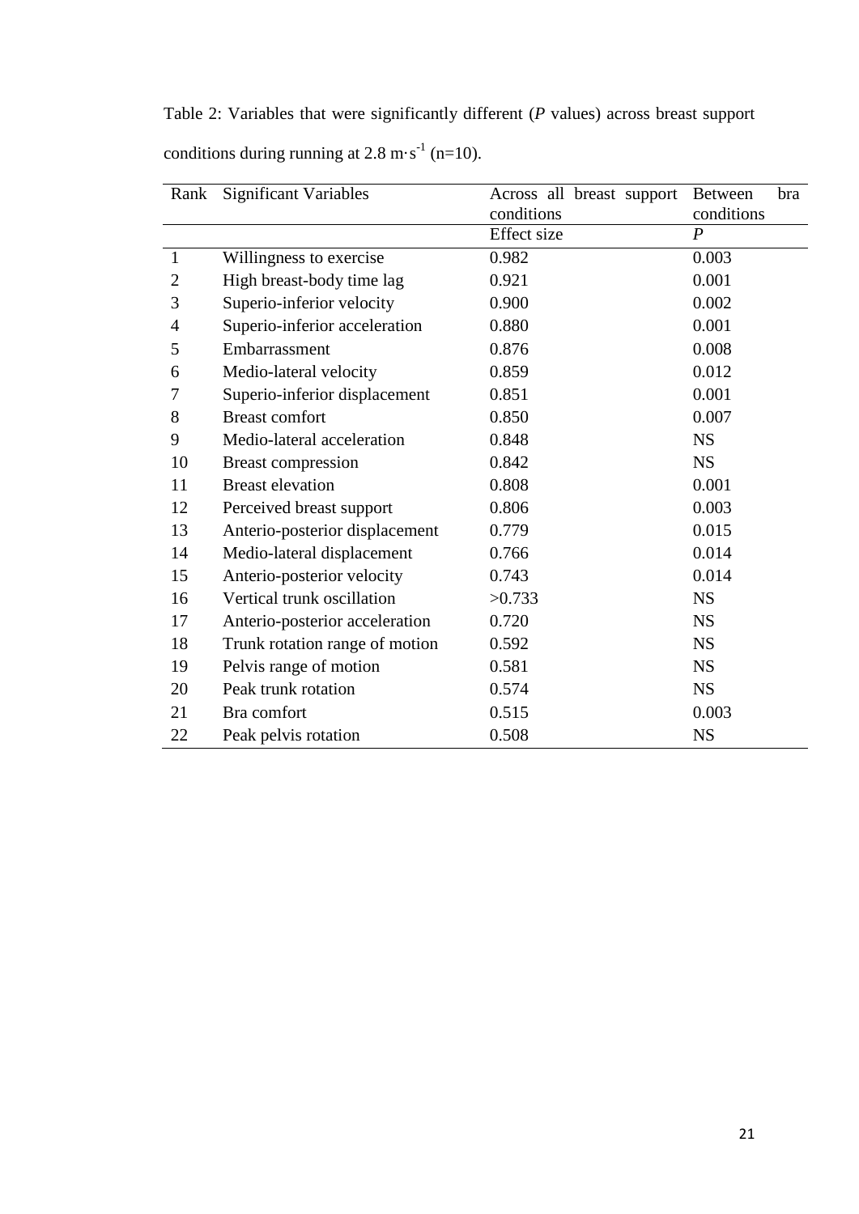Table 2: Variables that were significantly different (*P* values) across breast support conditions during running at 2.8 $m \cdot s^{-1}$ (n=10).

| Rank | Significant Variables | Across all breast support conditions | Between bra conditions |
|---|---|---|---|
| | | Effect size | *P* |
| 1 | Willingness to exercise | 0.982 | 0.003 |
| 2 | High breast-body time lag | 0.921 | 0.001 |
| 3 | Superio-inferior velocity | 0.900 | 0.002 |
| 4 | Superio-inferior acceleration | 0.880 | 0.001 |
| 5 | Embarrassment | 0.876 | 0.008 |
| 6 | Medio-lateral velocity | 0.859 | 0.012 |
| 7 | Superio-inferior displacement | 0.851 | 0.001 |
| 8 | Breast comfort | 0.850 | 0.007 |
| 9 | Medio-lateral acceleration | 0.848 | NS |
| 10 | Breast compression | 0.842 | NS |
| 11 | Breast elevation | 0.808 | 0.001 |
| 12 | Perceived breast support | 0.806 | 0.003 |
| 13 | Anterio-posterior displacement | 0.779 | 0.015 |
| 14 | Medio-lateral displacement | 0.766 | 0.014 |
| 15 | Anterio-posterior velocity | 0.743 | 0.014 |
| 16 | Vertical trunk oscillation | >0.733 | NS |
| 17 | Anterio-posterior acceleration | 0.720 | NS |
| 18 | Trunk rotation range of motion | 0.592 | NS |
| 19 | Pelvis range of motion | 0.581 | NS |
| 20 | Peak trunk rotation | 0.574 | NS |
| 21 | Bra comfort | 0.515 | 0.003 |
| 22 | Peak pelvis rotation | 0.508 | NS |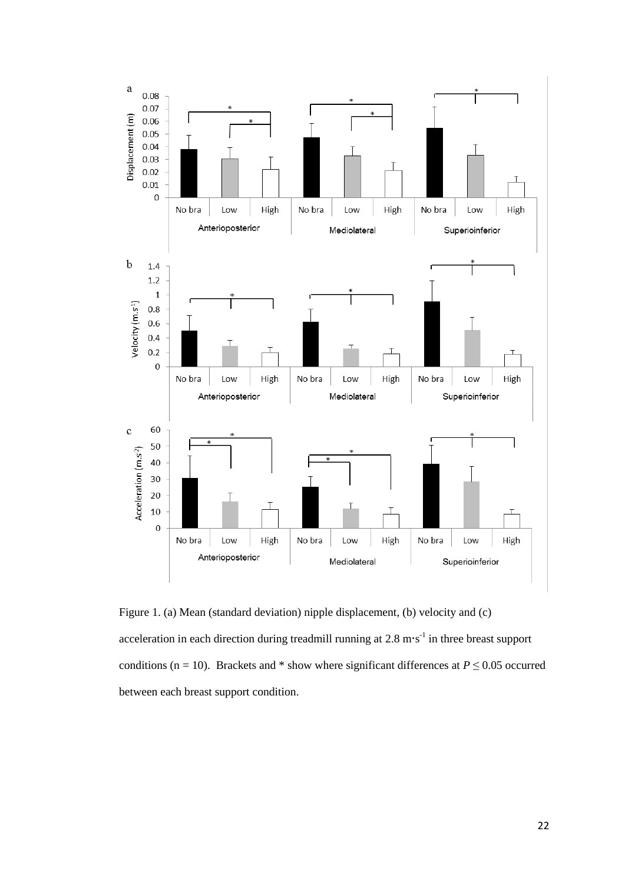Figure 1. (a) Mean (standard deviation) nipple displacement, (b) velocity and (c) acceleration in each direction during treadmill running at 2.8 m·s$^{-1}$ in three breast support conditions (n = 10). Brackets and * show where significant differences at $P \leq 0.05$ occurred between each breast support condition.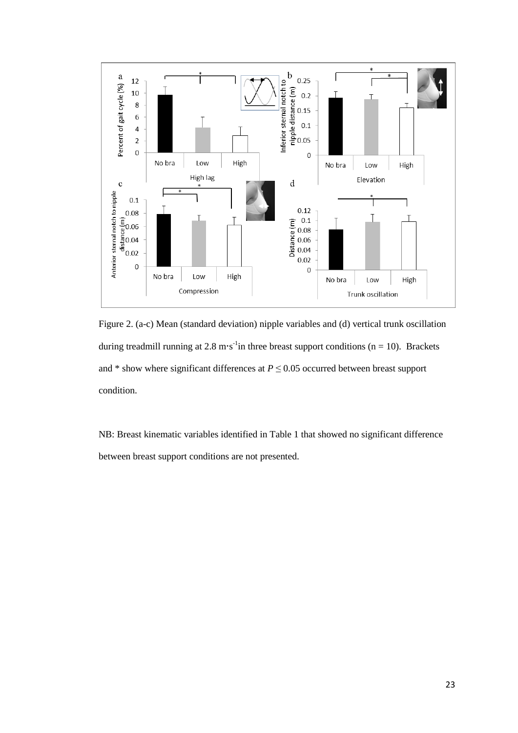Figure 2. (a-c) Mean (standard deviation) nipple variables and (d) vertical trunk oscillation during treadmill running at 2.8 m·s$^{-1}$ in three breast support conditions (n = 10). Brackets and * show where significant differences at $P \leq 0.05$ occurred between breast support condition.

NB: Breast kinematic variables identified in Table 1 that showed no significant difference between breast support conditions are not presented.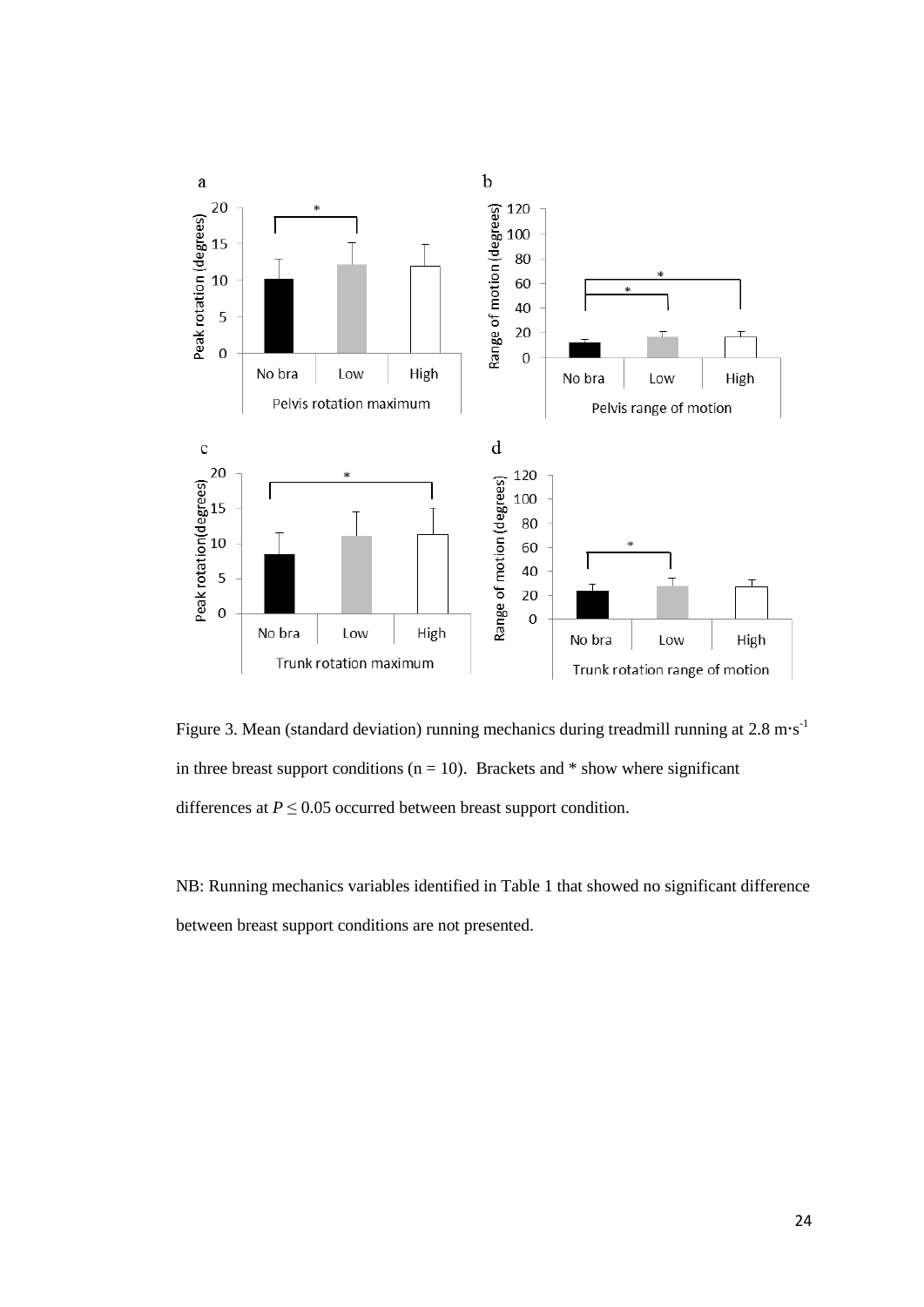Figure 3. Mean (standard deviation) running mechanics during treadmill running at 2.8 m·s$^{-1}$ in three breast support conditions (n = 10). Brackets and * show where significant differences at $P \leq 0.05$ occurred between breast support condition.

NB: Running mechanics variables identified in Table 1 that showed no significant difference between breast support conditions are not presented.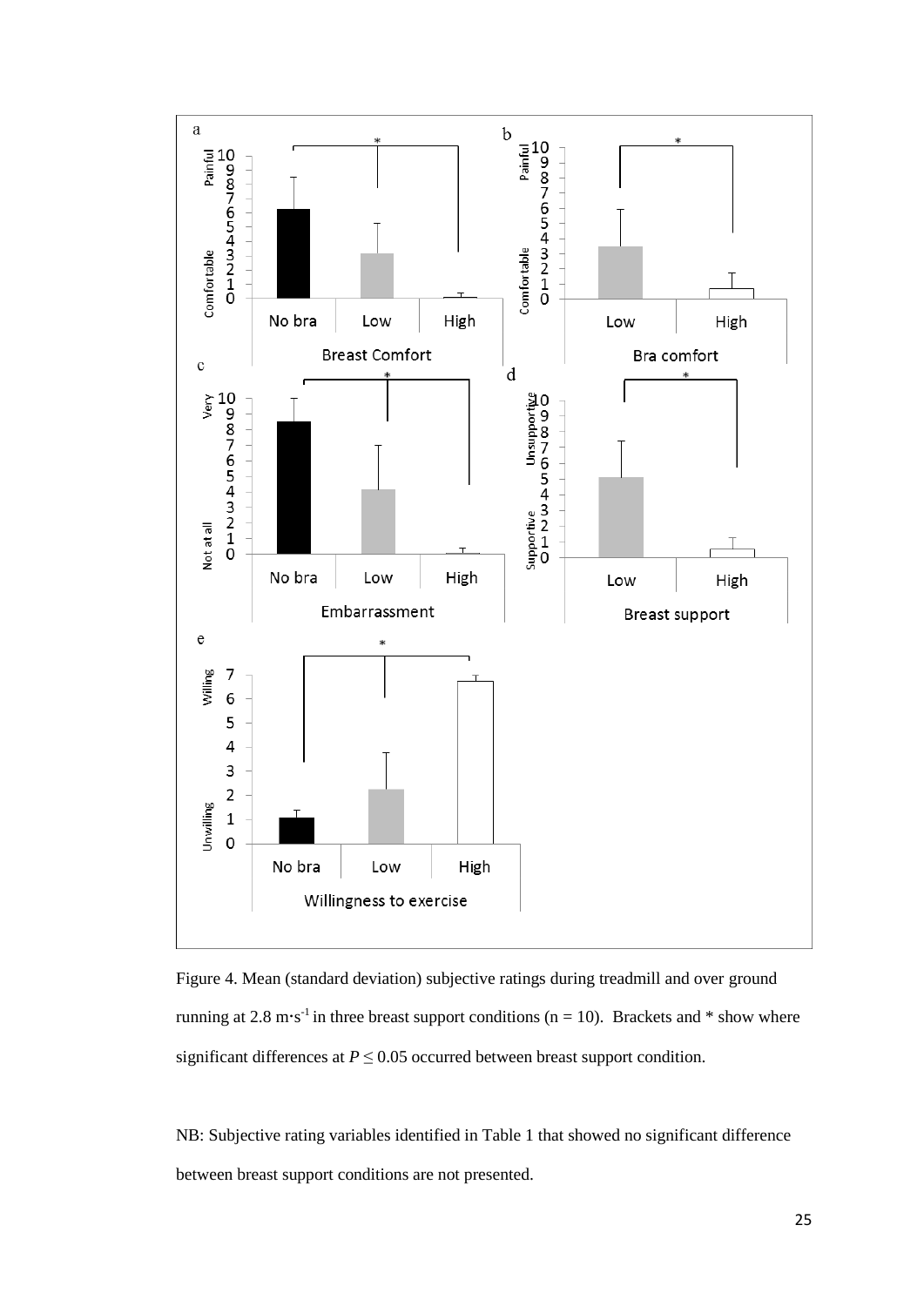a

Painful

Comfortable

10
9
8
7
6
5
4
3
2
1
0

*

No bra Low High

Breast Comfort

b

Painful

Comfortable

10
9
8
7
6
5
4
3
2
1
0

*

Low High

Bra comfort

c

Very

Not at all

10
9
8
7
6
5
4
3
2
1
0

*

No bra Low High

Embarrassment

d

Unsupportive

Supportive

10
9
8
7
6
5
4
3
2
1
0

*

Low High

Breast support

e

Willing

Unwilling

7
6
5
4
3
2
1
0

*

No bra Low High

Willingness to exercise

Figure 4. Mean (standard deviation) subjective ratings during treadmill and over ground running at 2.8 $m \cdot s^{-1}$ in three breast support conditions (n = 10). Brackets and * show where significant differences at $P \leq 0.05$ occurred between breast support condition.

NB: Subjective rating variables identified in Table 1 that showed no significant difference between breast support conditions are not presented.